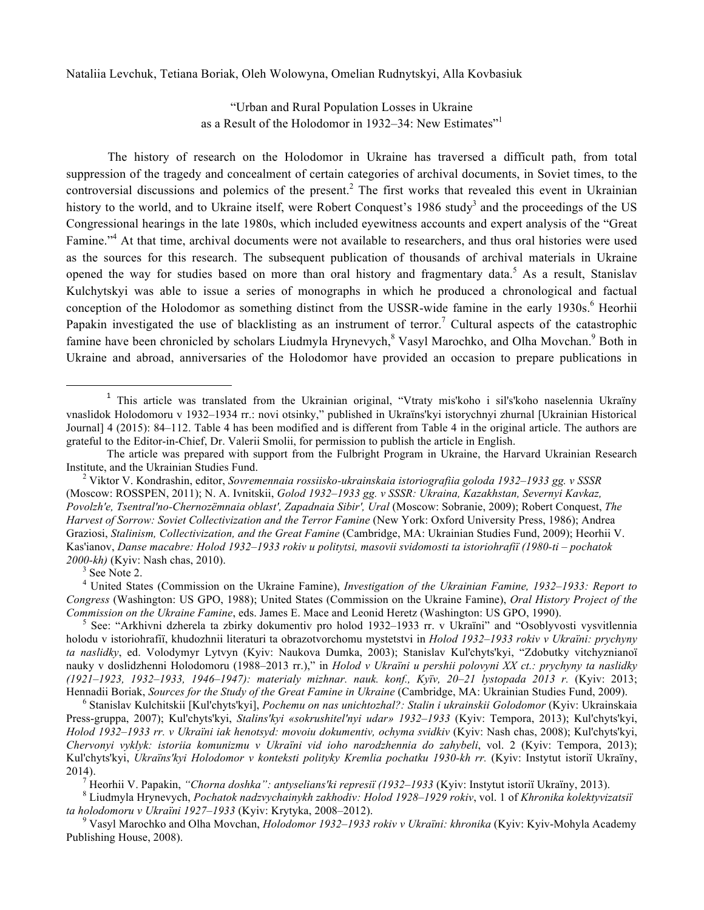Nataliia Levchuk, Tetiana Boriak, Oleh Wolowyna, Omelian Rudnytskyi, Alla Kovbasiuk

# "Urban and Rural Population Losses in Ukraine as a Result of the Holodomor in 1932–34: New Estimates"[1]

The history of research on the Holodomor in Ukraine has traversed a difficult path, from total suppression of the tragedy and concealment of certain categories of archival documents, in Soviet times, to the controversial discussions and polemics of the present.[2] The first works that revealed this event in Ukrainian history to the world, and to Ukraine itself, were Robert Conquest's 1986 study[3] and the proceedings of the US Congressional hearings in the late 1980s, which included eyewitness accounts and expert analysis of the "Great Famine."[4] At that time, archival documents were not available to researchers, and thus oral histories were used as the sources for this research. The subsequent publication of thousands of archival materials in Ukraine opened the way for studies based on more than oral history and fragmentary data.[5] As a result, Stanislav Kulchytskyi was able to issue a series of monographs in which he produced a chronological and factual conception of the Holodomor as something distinct from the USSR-wide famine in the early 1930s.[6] Heorhii Papakin investigated the use of blacklisting as an instrument of terror.[7] Cultural aspects of the catastrophic famine have been chronicled by scholars Liudmyla Hrynevych,[8] Vasyl Marochko, and Olha Movchan.[9] Both in Ukraine and abroad, anniversaries of the Holodomor have provided an occasion to prepare publications in

---

[1] This article was translated from the Ukrainian original, "Vtraty mis'koho i sil's'koho naselennia Ukraïny vnaslidok Holodomoru v 1932–1934 rr.: novi otsinky," published in Ukraïns'kyi istorychnyi zhurnal [Ukrainian Historical Journal] 4 (2015): 84–112. Table 4 has been modified and is different from Table 4 in the original article. The authors are grateful to the Editor-in-Chief, Dr. Valerii Smolii, for permission to publish the article in English.

The article was prepared with support from the Fulbright Program in Ukraine, the Harvard Ukrainian Research Institute, and the Ukrainian Studies Fund.

[2] Viktor V. Kondrashin, editor, *Sovremennaia rossiisko-ukrainskaia istoriografiia goloda 1932–1933 gg. v SSSR* (Moscow: ROSSPEN, 2011); N. A. Ivnitskii, *Golod 1932–1933 gg. v SSSR: Ukraina, Kazakhstan, Severnyi Kavkaz, Povolzh'e, Tsentral'no-Chernozëmnaia oblast', Zapadnaia Sibir', Ural* (Moscow: Sobranie, 2009); Robert Conquest, *The Harvest of Sorrow: Soviet Collectivization and the Terror Famine* (New York: Oxford University Press, 1986); Andrea Graziosi, *Stalinism, Collectivization, and the Great Famine* (Cambridge, MA: Ukrainian Studies Fund, 2009); Heorhii V. Kas'ianov, *Danse macabre: Holod 1932–1933 rokiv u politytsi, masovii svidomosti ta istoriohrafiï (1980-ti – pochatok 2000-kh)* (Kyiv: Nash chas, 2010).

[3] See Note 2.

[4] United States (Commission on the Ukraine Famine), *Investigation of the Ukrainian Famine, 1932–1933: Report to Congress* (Washington: US GPO, 1988); United States (Commission on the Ukraine Famine), *Oral History Project of the Commission on the Ukraine Famine*, eds. James E. Mace and Leonid Heretz (Washington: US GPO, 1990).

[5] See: "Arkhivni dzherela ta zbirky dokumentiv pro holod 1932–1933 rr. v Ukraïni" and "Osoblyvosti vysvitlennia holodu v istoriohrafiï, khudozhnii literaturi ta obrazotvorchomu mystetstvi in *Holod 1932–1933 rokiv v Ukraïni: prychyny ta naslidky*, ed. Volodymyr Lytvyn (Kyiv: Naukova Dumka, 2003); Stanislav Kul'chyts'kyi, "Zdobutky vitchyznianoï nauky v doslidzhenni Holodomoru (1988–2013 rr.)," in *Holod v Ukraïni u pershii polovyni XX ct.: prychyny ta naslidky (1921–1923, 1932–1933, 1946–1947): materialy mizhnar. nauk. konf., Kyïv, 20–21 lystopada 2013 r.* (Kyiv: 2013; Hennadii Boriak, *Sources for the Study of the Great Famine in Ukraine* (Cambridge, MA: Ukrainian Studies Fund, 2009).

[6] Stanislav Kulchitskii [Kul'chyts'kyi], *Pochemu on nas unichtozhal?: Stalin i ukrainskii Golodomor* (Kyiv: Ukrainskaia Press-gruppa, 2007); Kul'chyts'kyi, *Stalins'kyi «sokrushitel'nyi udar» 1932–1933* (Kyiv: Tempora, 2013); Kul'chyts'kyi, *Holod 1932–1933 rr. v Ukraïni iak henotsyd: movoiu dokumentiv, ochyma svidkiv* (Kyiv: Nash chas, 2008); Kul'chyts'kyi, *Chervonyi vyklyk: istoriia komunizmu v Ukraïni vid ioho narodzhennia do zahybeli*, vol. 2 (Kyiv: Tempora, 2013); Kul'chyts'kyi, *Ukraïns'kyi Holodomor v konteksti polityky Kremlia pochatku 1930-kh rr.* (Kyiv: Instytut istoriï Ukraïny, 2014).

[7] Heorhii V. Papakin, *"Chorna doshka": antyselians'ki represiï (1932–1933* (Kyiv: Instytut istoriï Ukraïny, 2013).

[8] Liudmyla Hrynevych, *Pochatok nadzvychainykh zakhodiv: Holod 1928–1929 rokiv*, vol. 1 of *Khronika kolektyvizatsiï ta holodomoru v Ukraïni 1927–1933* (Kyiv: Krytyka, 2008–2012).

[9] Vasyl Marochko and Olha Movchan, *Holodomor 1932–1933 rokiv v Ukraïni: khronika* (Kyiv: Kyiv-Mohyla Academy Publishing House, 2008).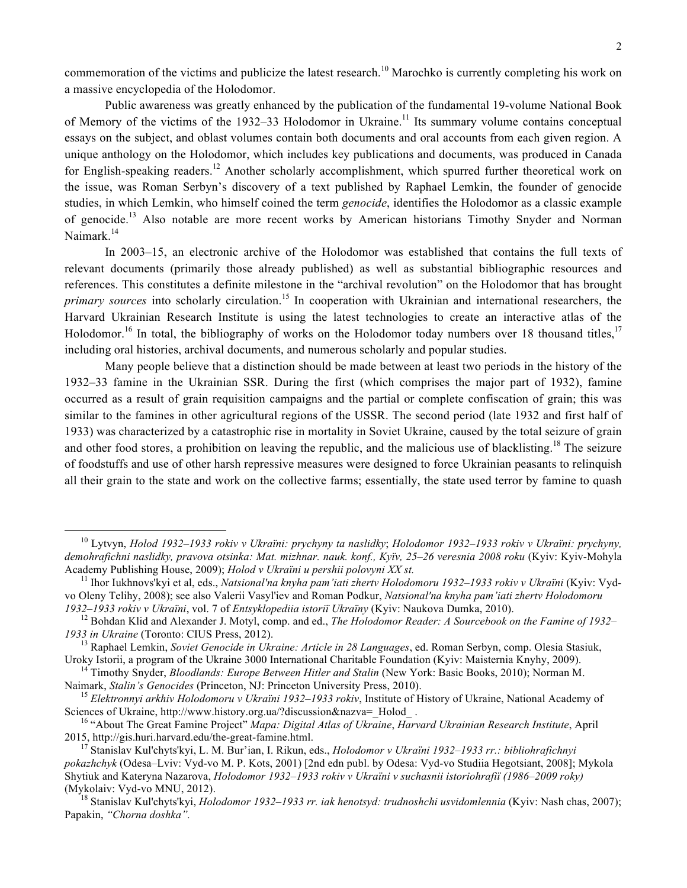commemoration of the victims and publicize the latest research.[10] Marochko is currently completing his work on a massive encyclopedia of the Holodomor.

Public awareness was greatly enhanced by the publication of the fundamental 19-volume National Book of Memory of the victims of the 1932–33 Holodomor in Ukraine.[11] Its summary volume contains conceptual essays on the subject, and oblast volumes contain both documents and oral accounts from each given region. A unique anthology on the Holodomor, which includes key publications and documents, was produced in Canada for English-speaking readers.[12] Another scholarly accomplishment, which spurred further theoretical work on the issue, was Roman Serbyn's discovery of a text published by Raphael Lemkin, the founder of genocide studies, in which Lemkin, who himself coined the term *genocide*, identifies the Holodomor as a classic example of genocide.[13] Also notable are more recent works by American historians Timothy Snyder and Norman Naimark.[14]

In 2003–15, an electronic archive of the Holodomor was established that contains the full texts of relevant documents (primarily those already published) as well as substantial bibliographic resources and references. This constitutes a definite milestone in the "archival revolution" on the Holodomor that has brought *primary sources* into scholarly circulation.[15] In cooperation with Ukrainian and international researchers, the Harvard Ukrainian Research Institute is using the latest technologies to create an interactive atlas of the Holodomor.[16] In total, the bibliography of works on the Holodomor today numbers over 18 thousand titles,[17] including oral histories, archival documents, and numerous scholarly and popular studies.

Many people believe that a distinction should be made between at least two periods in the history of the 1932–33 famine in the Ukrainian SSR. During the first (which comprises the major part of 1932), famine occurred as a result of grain requisition campaigns and the partial or complete confiscation of grain; this was similar to the famines in other agricultural regions of the USSR. The second period (late 1932 and first half of 1933) was characterized by a catastrophic rise in mortality in Soviet Ukraine, caused by the total seizure of grain and other food stores, a prohibition on leaving the republic, and the malicious use of blacklisting.[18] The seizure of foodstuffs and use of other harsh repressive measures were designed to force Ukrainian peasants to relinquish all their grain to the state and work on the collective farms; essentially, the state used terror by famine to quash

---

[10] Lytvyn, *Holod 1932–1933 rokiv v Ukraïni: prychyny ta naslidky*; *Holodomor 1932–1933 rokiv v Ukraïni: prychyny, demohrafichni naslidky, pravova otsinka: Mat. mizhnar. nauk. konf., Kyïv, 25–26 veresnia 2008 roku* (Kyiv: Kyiv-Mohyla Academy Publishing House, 2009); *Holod v Ukraïni u pershii polovyni XX st.*

[11] Ihor Iukhnovs'kyi et al, eds., *Natsional'na knyha pam'iati zhertv Holodomoru 1932–1933 rokiv v Ukraïni* (Kyiv: Vyd-vo Oleny Telihy, 2008); see also Valerii Vasyl'iev and Roman Podkur, *Natsional'na knyha pam'iati zhertv Holodomoru 1932–1933 rokiv v Ukraïni*, vol. 7 of *Entsyklopediia istoriï Ukraïny* (Kyiv: Naukova Dumka, 2010).

[12] Bohdan Klid and Alexander J. Motyl, comp. and ed., *The Holodomor Reader: A Sourcebook on the Famine of 1932–1933 in Ukraine* (Toronto: CIUS Press, 2012).

[13] Raphael Lemkin, *Soviet Genocide in Ukraine: Article in 28 Languages*, ed. Roman Serbyn, comp. Olesia Stasiuk, Uroky Istorii, a program of the Ukraine 3000 International Charitable Foundation (Kyiv: Maisternia Knyhy, 2009).

[14] Timothy Snyder, *Bloodlands: Europe Between Hitler and Stalin* (New York: Basic Books, 2010); Norman M. Naimark, *Stalin's Genocides* (Princeton, NJ: Princeton University Press, 2010).

[15] *Elektronnyi arkhiv Holodomoru v Ukraïni 1932–1933 rokiv*, Institute of History of Ukraine, National Academy of Sciences of Ukraine, http://www.history.org.ua/?discussion&nazva=_Holod_ .

[16] "About The Great Famine Project" *Mapa: Digital Atlas of Ukraine*, *Harvard Ukrainian Research Institute*, April 2015, http://gis.huri.harvard.edu/the-great-famine.html.

[17] Stanislav Kul'chyts'kyi, L. M. Bur'ian, I. Rikun, eds., *Holodomor v Ukraïni 1932–1933 rr.: bibliohrafichnyi pokazhchyk* (Odesa–Lviv: Vyd-vo M. P. Kots, 2001) [2nd edn publ. by Odesa: Vyd-vo Studiia Hegotsiant, 2008]; Mykola Shytiuk and Kateryna Nazarova, *Holodomor 1932–1933 rokiv v Ukraïni v suchasnii istoriohrafiï (1986–2009 roky)* (Mykolaiv: Vyd-vo MNU, 2012).

[18] Stanislav Kul'chyts'kyi, *Holodomor 1932–1933 rr. iak henotsyd: trudnoshchi usvidomlennia* (Kyiv: Nash chas, 2007); Papakin, *"Chorna doshka".*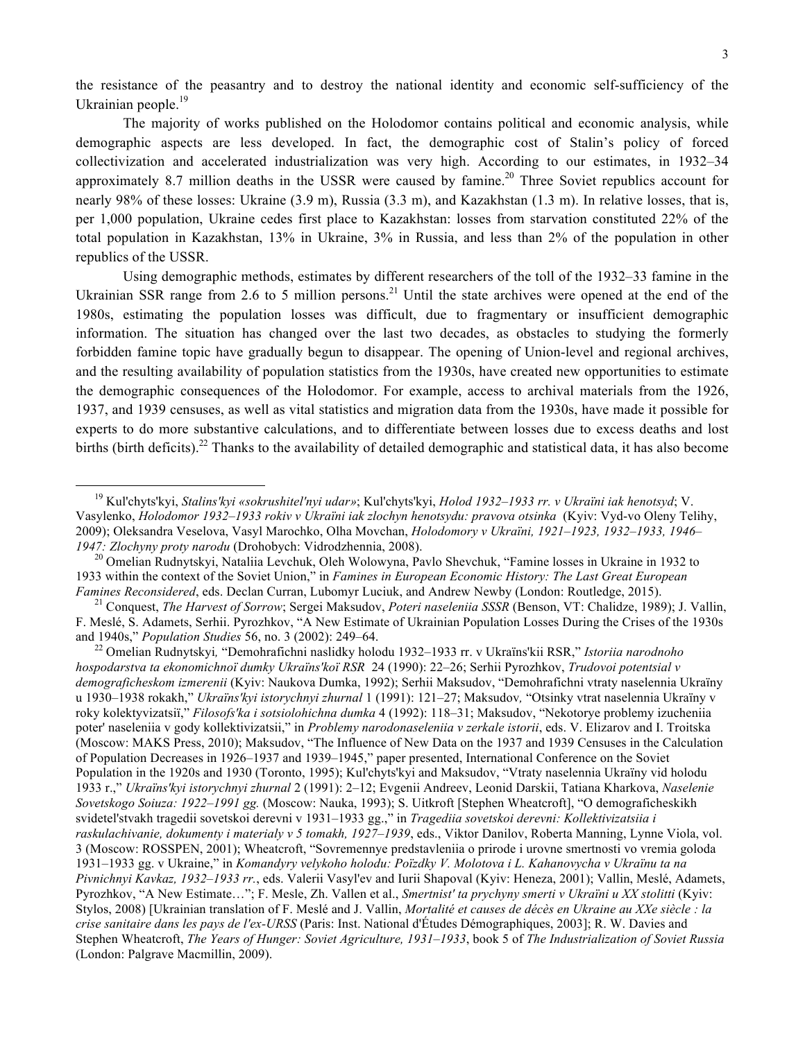the resistance of the peasantry and to destroy the national identity and economic self-sufficiency of the Ukrainian people.[19]

The majority of works published on the Holodomor contains political and economic analysis, while demographic aspects are less developed. In fact, the demographic cost of Stalin's policy of forced collectivization and accelerated industrialization was very high. According to our estimates, in 1932–34 approximately 8.7 million deaths in the USSR were caused by famine.[20] Three Soviet republics account for nearly 98% of these losses: Ukraine (3.9 m), Russia (3.3 m), and Kazakhstan (1.3 m). In relative losses, that is, per 1,000 population, Ukraine cedes first place to Kazakhstan: losses from starvation constituted 22% of the total population in Kazakhstan, 13% in Ukraine, 3% in Russia, and less than 2% of the population in other republics of the USSR.

Using demographic methods, estimates by different researchers of the toll of the 1932–33 famine in the Ukrainian SSR range from 2.6 to 5 million persons.[21] Until the state archives were opened at the end of the 1980s, estimating the population losses was difficult, due to fragmentary or insufficient demographic information. The situation has changed over the last two decades, as obstacles to studying the formerly forbidden famine topic have gradually begun to disappear. The opening of Union-level and regional archives, and the resulting availability of population statistics from the 1930s, have created new opportunities to estimate the demographic consequences of the Holodomor. For example, access to archival materials from the 1926, 1937, and 1939 censuses, as well as vital statistics and migration data from the 1930s, have made it possible for experts to do more substantive calculations, and to differentiate between losses due to excess deaths and lost births (birth deficits).[22] Thanks to the availability of detailed demographic and statistical data, it has also become

---

[19] Kul'chyts'kyi, *Stalins'kyi «sokrushitel'nyi udar»*; Kul'chyts'kyi, *Holod 1932–1933 rr. v Ukraïni iak henotsyd*; V. Vasylenko, *Holodomor 1932–1933 rokiv v Ukraïni iak zlochyn henotsydu: pravova otsinka* (Kyiv: Vyd-vo Oleny Telihy, 2009); Oleksandra Veselova, Vasyl Marochko, Olha Movchan, *Holodomory v Ukraïni, 1921–1923, 1932–1933, 1946–1947: Zlochyny proty narodu* (Drohobych: Vidrodzhennia, 2008).

[20] Omelian Rudnytskyi, Nataliia Levchuk, Oleh Wolowyna, Pavlo Shevchuk, "Famine losses in Ukraine in 1932 to 1933 within the context of the Soviet Union," in *Famines in European Economic History: The Last Great European Famines Reconsidered*, eds. Declan Curran, Lubomyr Luciuk, and Andrew Newby (London: Routledge, 2015).

[21] Conquest, *The Harvest of Sorrow*; Sergei Maksudov, *Poteri naseleniia SSSR* (Benson, VT: Chalidze, 1989); J. Vallin, F. Meslé, S. Adamets, Serhii. Pyrozhkov, "A New Estimate of Ukrainian Population Losses During the Crises of the 1930s and 1940s," *Population Studies* 56, no. 3 (2002): 249–64.

[22] Omelian Rudnytskyi*,* "Demohrafichni naslidky holodu 1932–1933 rr. v Ukraïns'kii RSR," *Istoriia narodnoho hospodarstva ta ekonomichnoï dumky Ukraïns'koï RSR* 24 (1990): 22–26; Serhii Pyrozhkov, *Trudovoi potentsial v demograficheskom izmerenii* (Kyiv: Naukova Dumka, 1992); Serhii Maksudov, "Demohrafichni vtraty naselennia Ukraïny u 1930–1938 rokakh," *Ukraïns'kyi istorychnyi zhurnal* 1 (1991): 121–27; Maksudov*,* "Otsinky vtrat naselennia Ukraïny v roky kolektyvizatsiï," *Filosofs'ka i sotsiolohichna dumka* 4 (1992): 118–31; Maksudov, "Nekotorye problemy izucheniia poter' naseleniia v gody kollektivizatsii," in *Problemy narodonaseleniia v zerkale istorii*, eds. V. Elizarov and I. Troitska (Moscow: MAKS Press, 2010); Maksudov, "The Influence of New Data on the 1937 and 1939 Censuses in the Calculation of Population Decreases in 1926–1937 and 1939–1945," paper presented, International Conference on the Soviet Population in the 1920s and 1930 (Toronto, 1995); Kul'chyts'kyi and Maksudov, "Vtraty naselennia Ukraïny vid holodu 1933 r.," *Ukraïns'kyi istorychnyi zhurnal* 2 (1991): 2–12; Evgenii Andreev, Leonid Darskii, Tatiana Kharkova, *Naselenie Sovetskogo Soiuza: 1922–1991 gg.* (Moscow: Nauka, 1993); S. Uitkroft [Stephen Wheatcroft], "O demograficheskikh svidetel'stvakh tragedii sovetskoi derevni v 1931–1933 gg.," in *Tragediia sovetskoi derevni: Kollektivizatsiia i raskulachivanie, dokumenty i materialy v 5 tomakh, 1927–1939*, eds., Viktor Danilov, Roberta Manning, Lynne Viola, vol. 3 (Moscow: ROSSPEN, 2001); Wheatcroft, "Sovremennye predstavleniia o prirode i urovne smertnosti vo vremia goloda 1931–1933 gg. v Ukraine," in *Komandyry velykoho holodu: Poïzdky V. Molotova i L. Kahanovycha v Ukraïnu ta na Pivnichnyi Kavkaz, 1932–1933 rr.*, eds. Valerii Vasyl'ev and Iurii Shapoval (Kyiv: Heneza, 2001); Vallin, Meslé, Adamets, Pyrozhkov, "A New Estimate…"; F. Mesle, Zh. Vallen et al., *Smertnist' ta prychyny smerti v Ukraïni u XX stolitti* (Kyiv: Stylos, 2008) [Ukrainian translation of F. Meslé and J. Vallin, *Mortalité et causes de décès en Ukraine au XXe siècle : la crise sanitaire dans les pays de l'ex-URSS* (Paris: Inst. National d'Études Démographiques, 2003]; R. W. Davies and Stephen Wheatcroft, *The Years of Hunger: Soviet Agriculture, 1931–1933*, book 5 of *The Industrialization of Soviet Russia* (London: Palgrave Macmillin, 2009).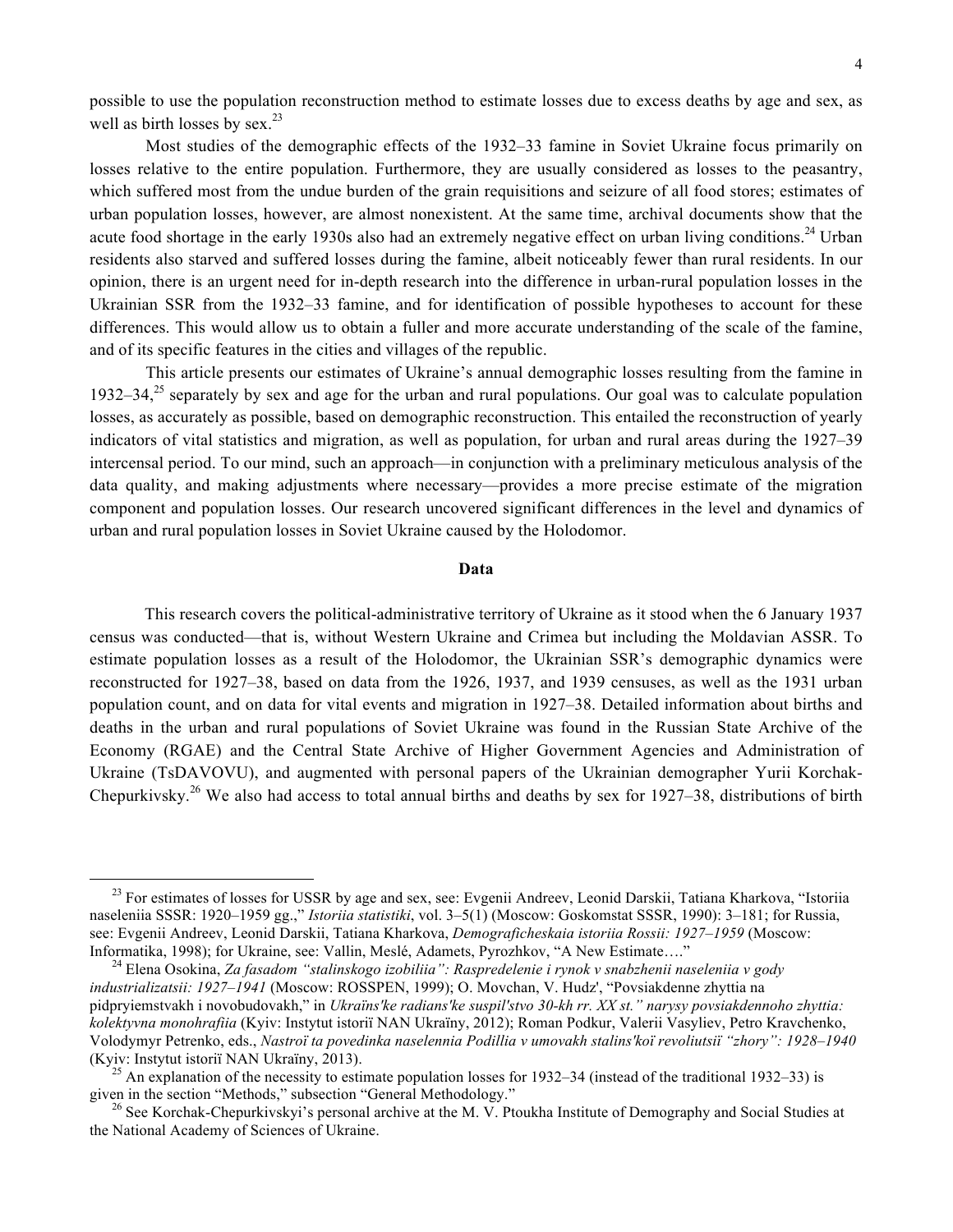possible to use the population reconstruction method to estimate losses due to excess deaths by age and sex, as well as birth losses by sex.[23]

Most studies of the demographic effects of the 1932–33 famine in Soviet Ukraine focus primarily on losses relative to the entire population. Furthermore, they are usually considered as losses to the peasantry, which suffered most from the undue burden of the grain requisitions and seizure of all food stores; estimates of urban population losses, however, are almost nonexistent. At the same time, archival documents show that the acute food shortage in the early 1930s also had an extremely negative effect on urban living conditions.[24] Urban residents also starved and suffered losses during the famine, albeit noticeably fewer than rural residents. In our opinion, there is an urgent need for in-depth research into the difference in urban-rural population losses in the Ukrainian SSR from the 1932–33 famine, and for identification of possible hypotheses to account for these differences. This would allow us to obtain a fuller and more accurate understanding of the scale of the famine, and of its specific features in the cities and villages of the republic.

This article presents our estimates of Ukraine's annual demographic losses resulting from the famine in 1932–34,[25] separately by sex and age for the urban and rural populations. Our goal was to calculate population losses, as accurately as possible, based on demographic reconstruction. This entailed the reconstruction of yearly indicators of vital statistics and migration, as well as population, for urban and rural areas during the 1927–39 intercensal period. To our mind, such an approach—in conjunction with a preliminary meticulous analysis of the data quality, and making adjustments where necessary—provides a more precise estimate of the migration component and population losses. Our research uncovered significant differences in the level and dynamics of urban and rural population losses in Soviet Ukraine caused by the Holodomor.

## Data

This research covers the political-administrative territory of Ukraine as it stood when the 6 January 1937 census was conducted—that is, without Western Ukraine and Crimea but including the Moldavian ASSR. To estimate population losses as a result of the Holodomor, the Ukrainian SSR's demographic dynamics were reconstructed for 1927–38, based on data from the 1926, 1937, and 1939 censuses, as well as the 1931 urban population count, and on data for vital events and migration in 1927–38. Detailed information about births and deaths in the urban and rural populations of Soviet Ukraine was found in the Russian State Archive of the Economy (RGAE) and the Central State Archive of Higher Government Agencies and Administration of Ukraine (TsDAVOVU), and augmented with personal papers of the Ukrainian demographer Yurii Korchak-Chepurkivsky.[26] We also had access to total annual births and deaths by sex for 1927–38, distributions of birth

---

[23] For estimates of losses for USSR by age and sex, see: Evgenii Andreev, Leonid Darskii, Tatiana Kharkova, "Istoriia naseleniia SSSR: 1920–1959 gg.," *Istoriia statistiki*, vol. 3–5(1) (Moscow: Goskomstat SSSR, 1990): 3–181; for Russia, see: Evgenii Andreev, Leonid Darskii, Tatiana Kharkova, *Demograficheskaia istoriia Rossii: 1927–1959* (Moscow: Informatika, 1998); for Ukraine, see: Vallin, Meslé, Adamets, Pyrozhkov, "A New Estimate…."

[24] Elena Osokina, *Za fasadom "stalinskogo izobiliia": Raspredelenie i rynok v snabzhenii naseleniia v gody industrializatsii: 1927–1941* (Moscow: ROSSPEN, 1999); O. Movchan, V. Hudz', "Povsiakdenne zhyttia na pidpryiemstvakh i novobudovakh," in *Ukraïns'ke radians'ke suspil'stvo 30-kh rr. XX st." narysy povsiakdennoho zhyttia: kolektyvna monohrafiia* (Kyiv: Instytut istoriï NAN Ukraïny, 2012); Roman Podkur, Valerii Vasyliev, Petro Kravchenko, Volodymyr Petrenko, eds., *Nastroï ta povedinka naselennia Podillia v umovakh stalins'koï revoliutsiï "zhory": 1928–1940* (Kyiv: Instytut istoriï NAN Ukraïny, 2013).

[25] An explanation of the necessity to estimate population losses for 1932–34 (instead of the traditional 1932–33) is given in the section "Methods," subsection "General Methodology."

[26] See Korchak-Chepurkivskyi's personal archive at the M. V. Ptoukha Institute of Demography and Social Studies at the National Academy of Sciences of Ukraine.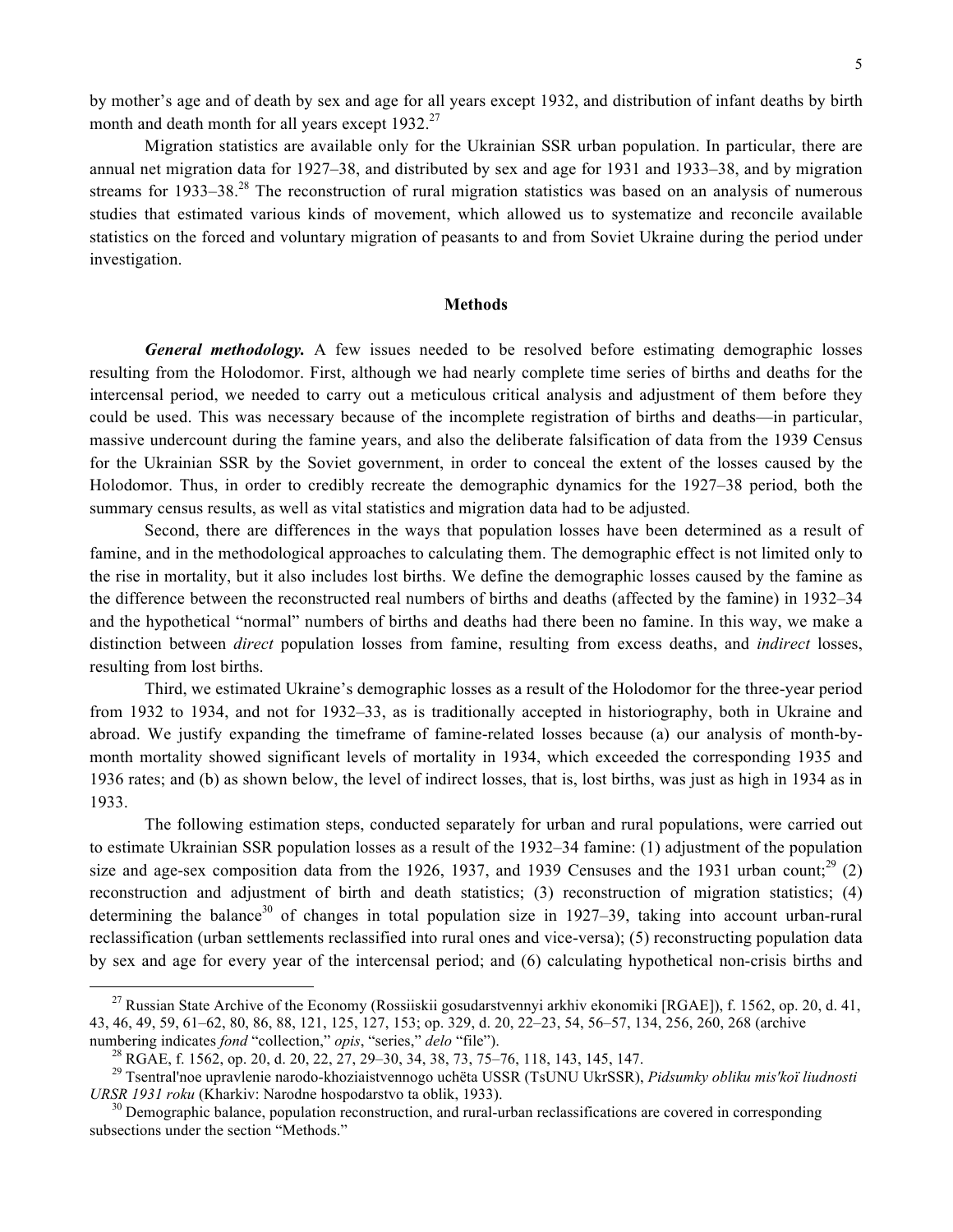by mother's age and of death by sex and age for all years except 1932, and distribution of infant deaths by birth month and death month for all years except 1932.[27]

Migration statistics are available only for the Ukrainian SSR urban population. In particular, there are annual net migration data for 1927–38, and distributed by sex and age for 1931 and 1933–38, and by migration streams for 1933–38.[28] The reconstruction of rural migration statistics was based on an analysis of numerous studies that estimated various kinds of movement, which allowed us to systematize and reconcile available statistics on the forced and voluntary migration of peasants to and from Soviet Ukraine during the period under investigation.

## Methods

***General methodology.*** A few issues needed to be resolved before estimating demographic losses resulting from the Holodomor. First, although we had nearly complete time series of births and deaths for the intercensal period, we needed to carry out a meticulous critical analysis and adjustment of them before they could be used. This was necessary because of the incomplete registration of births and deaths—in particular, massive undercount during the famine years, and also the deliberate falsification of data from the 1939 Census for the Ukrainian SSR by the Soviet government, in order to conceal the extent of the losses caused by the Holodomor. Thus, in order to credibly recreate the demographic dynamics for the 1927–38 period, both the summary census results, as well as vital statistics and migration data had to be adjusted.

Second, there are differences in the ways that population losses have been determined as a result of famine, and in the methodological approaches to calculating them. The demographic effect is not limited only to the rise in mortality, but it also includes lost births. We define the demographic losses caused by the famine as the difference between the reconstructed real numbers of births and deaths (affected by the famine) in 1932–34 and the hypothetical "normal" numbers of births and deaths had there been no famine. In this way, we make a distinction between *direct* population losses from famine, resulting from excess deaths, and *indirect* losses, resulting from lost births.

Third, we estimated Ukraine's demographic losses as a result of the Holodomor for the three-year period from 1932 to 1934, and not for 1932–33, as is traditionally accepted in historiography, both in Ukraine and abroad. We justify expanding the timeframe of famine-related losses because (a) our analysis of month-by-month mortality showed significant levels of mortality in 1934, which exceeded the corresponding 1935 and 1936 rates; and (b) as shown below, the level of indirect losses, that is, lost births, was just as high in 1934 as in 1933.

The following estimation steps, conducted separately for urban and rural populations, were carried out to estimate Ukrainian SSR population losses as a result of the 1932–34 famine: (1) adjustment of the population size and age-sex composition data from the 1926, 1937, and 1939 Censuses and the 1931 urban count;[29] (2) reconstruction and adjustment of birth and death statistics; (3) reconstruction of migration statistics; (4) determining the balance[30] of changes in total population size in 1927–39, taking into account urban-rural reclassification (urban settlements reclassified into rural ones and vice-versa); (5) reconstructing population data by sex and age for every year of the intercensal period; and (6) calculating hypothetical non-crisis births and

---

[27] Russian State Archive of the Economy (Rossiiskii gosudarstvennyi arkhiv ekonomiki [RGAE]), f. 1562, op. 20, d. 41, 43, 46, 49, 59, 61–62, 80, 86, 88, 121, 125, 127, 153; op. 329, d. 20, 22–23, 54, 56–57, 134, 256, 260, 268 (archive numbering indicates *fond* "collection," *opis*, "series," *delo* "file").

[28] RGAE, f. 1562, op. 20, d. 20, 22, 27, 29–30, 34, 38, 73, 75–76, 118, 143, 145, 147.

[29] Tsentral'noe upravlenie narodo-khoziaistvennogo uchëta USSR (TsUNU UkrSSR), *Pidsumky obliku mis'koï liudnosti URSR 1931 roku* (Kharkiv: Narodne hospodarstvo ta oblik, 1933).

[30] Demographic balance, population reconstruction, and rural-urban reclassifications are covered in corresponding subsections under the section "Methods."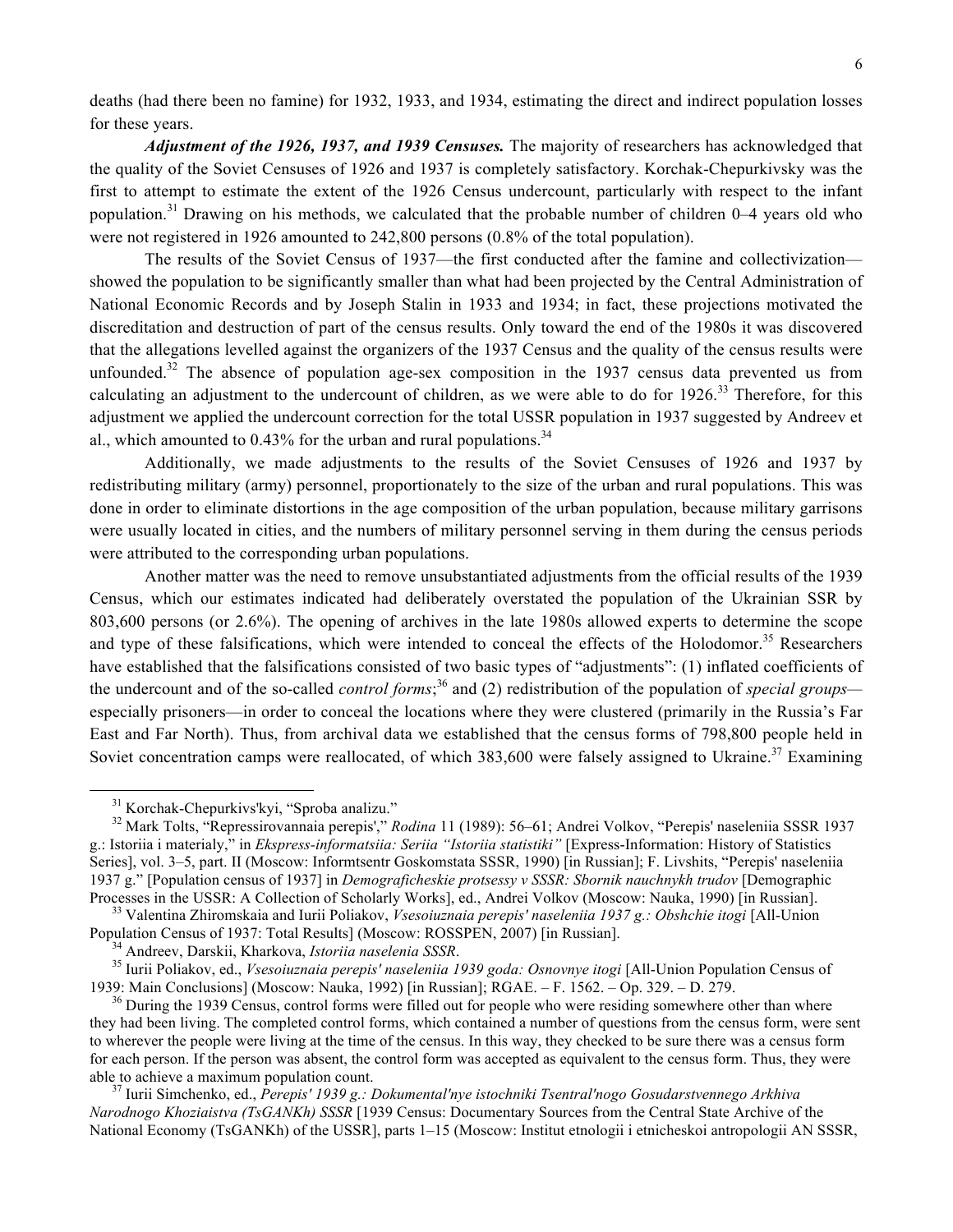deaths (had there been no famine) for 1932, 1933, and 1934, estimating the direct and indirect population losses for these years.

***Adjustment of the 1926, 1937, and 1939 Censuses.*** The majority of researchers has acknowledged that the quality of the Soviet Censuses of 1926 and 1937 is completely satisfactory. Korchak-Chepurkivsky was the first to attempt to estimate the extent of the 1926 Census undercount, particularly with respect to the infant population.[31] Drawing on his methods, we calculated that the probable number of children 0–4 years old who were not registered in 1926 amounted to 242,800 persons (0.8% of the total population).

The results of the Soviet Census of 1937—the first conducted after the famine and collectivization—showed the population to be significantly smaller than what had been projected by the Central Administration of National Economic Records and by Joseph Stalin in 1933 and 1934; in fact, these projections motivated the discreditation and destruction of part of the census results. Only toward the end of the 1980s it was discovered that the allegations levelled against the organizers of the 1937 Census and the quality of the census results were unfounded.[32] The absence of population age-sex composition in the 1937 census data prevented us from calculating an adjustment to the undercount of children, as we were able to do for 1926.[33] Therefore, for this adjustment we applied the undercount correction for the total USSR population in 1937 suggested by Andreev et al., which amounted to 0.43% for the urban and rural populations.[34]

Additionally, we made adjustments to the results of the Soviet Censuses of 1926 and 1937 by redistributing military (army) personnel, proportionately to the size of the urban and rural populations. This was done in order to eliminate distortions in the age composition of the urban population, because military garrisons were usually located in cities, and the numbers of military personnel serving in them during the census periods were attributed to the corresponding urban populations.

Another matter was the need to remove unsubstantiated adjustments from the official results of the 1939 Census, which our estimates indicated had deliberately overstated the population of the Ukrainian SSR by 803,600 persons (or 2.6%). The opening of archives in the late 1980s allowed experts to determine the scope and type of these falsifications, which were intended to conceal the effects of the Holodomor.[35] Researchers have established that the falsifications consisted of two basic types of "adjustments": (1) inflated coefficients of the undercount and of the so-called *control forms*;[36] and (2) redistribution of the population of *special groups*—especially prisoners—in order to conceal the locations where they were clustered (primarily in the Russia's Far East and Far North). Thus, from archival data we established that the census forms of 798,800 people held in Soviet concentration camps were reallocated, of which 383,600 were falsely assigned to Ukraine.[37] Examining

---

[31] Korchak-Chepurkivs'kyi, "Sproba analizu."

[32] Mark Tolts, "Repressirovannaia perepis'," *Rodina* 11 (1989): 56–61; Andrei Volkov, "Perepis' naseleniia SSSR 1937 g.: Istoriia i materialy," in *Ekspress-informatsiia: Seriia "Istoriia statistiki"* [Express-Information: History of Statistics Series], vol. 3–5, part. II (Moscow: Informtsentr Goskomstata SSSR, 1990) [in Russian]; F. Livshits, "Perepis' naseleniia 1937 g." [Population census of 1937] in *Demograficheskie protsessy v SSSR: Sbornik nauchnykh trudov* [Demographic Processes in the USSR: A Collection of Scholarly Works], ed., Andrei Volkov (Moscow: Nauka, 1990) [in Russian].

[33] Valentina Zhiromskaia and Iurii Poliakov, *Vsesoiuznaia perepis' naseleniia 1937 g.: Obshchie itogi* [All-Union Population Census of 1937: Total Results] (Moscow: ROSSPEN, 2007) [in Russian].

[34] Andreev, Darskii, Kharkova, *Istoriia naselenia SSSR*.

[35] Iurii Poliakov, ed., *Vsesoiuznaia perepis' naseleniia 1939 goda: Osnovnye itogi* [All-Union Population Census of 1939: Main Conclusions] (Moscow: Nauka, 1992) [in Russian]; RGAE. – F. 1562. – Op. 329. – D. 279.

[36] During the 1939 Census, control forms were filled out for people who were residing somewhere other than where they had been living. The completed control forms, which contained a number of questions from the census form, were sent to wherever the people were living at the time of the census. In this way, they checked to be sure there was a census form for each person. If the person was absent, the control form was accepted as equivalent to the census form. Thus, they were able to achieve a maximum population count.

[37] Iurii Simchenko, ed., *Perepis' 1939 g.: Dokumental'nye istochniki Tsentral'nogo Gosudarstvennego Arkhiva Narodnogo Khoziaistva (TsGANKh) SSSR* [1939 Census: Documentary Sources from the Central State Archive of the National Economy (TsGANKh) of the USSR], parts 1–15 (Moscow: Institut etnologii i etnicheskoi antropologii AN SSSR,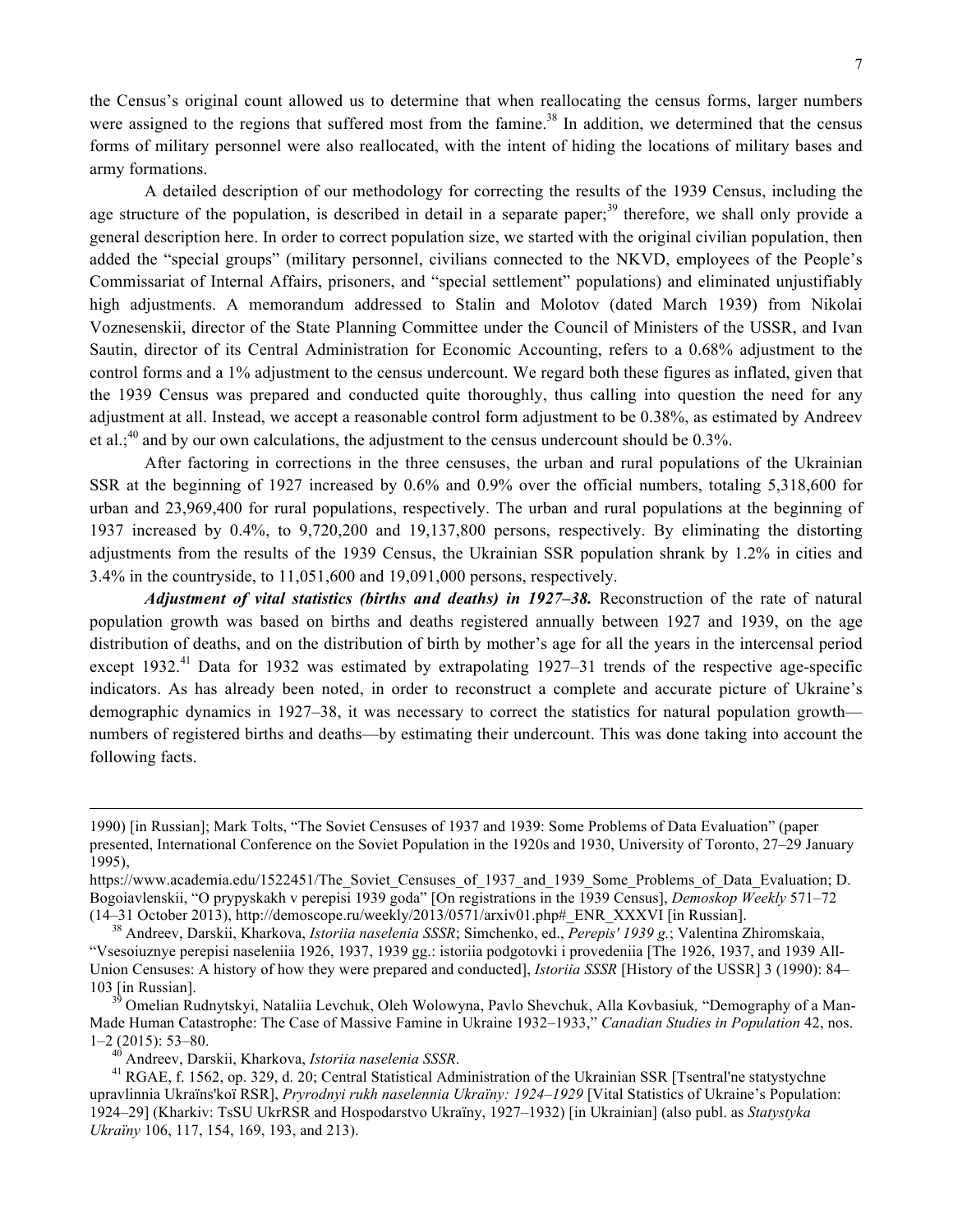the Census's original count allowed us to determine that when reallocating the census forms, larger numbers were assigned to the regions that suffered most from the famine.[38] In addition, we determined that the census forms of military personnel were also reallocated, with the intent of hiding the locations of military bases and army formations.

A detailed description of our methodology for correcting the results of the 1939 Census, including the age structure of the population, is described in detail in a separate paper;[39] therefore, we shall only provide a general description here. In order to correct population size, we started with the original civilian population, then added the "special groups" (military personnel, civilians connected to the NKVD, employees of the People's Commissariat of Internal Affairs, prisoners, and "special settlement" populations) and eliminated unjustifiably high adjustments. A memorandum addressed to Stalin and Molotov (dated March 1939) from Nikolai Voznesenskii, director of the State Planning Committee under the Council of Ministers of the USSR, and Ivan Sautin, director of its Central Administration for Economic Accounting, refers to a 0.68% adjustment to the control forms and a 1% adjustment to the census undercount. We regard both these figures as inflated, given that the 1939 Census was prepared and conducted quite thoroughly, thus calling into question the need for any adjustment at all. Instead, we accept a reasonable control form adjustment to be 0.38%, as estimated by Andreev et al.;[40] and by our own calculations, the adjustment to the census undercount should be 0.3%.

After factoring in corrections in the three censuses, the urban and rural populations of the Ukrainian SSR at the beginning of 1927 increased by 0.6% and 0.9% over the official numbers, totaling 5,318,600 for urban and 23,969,400 for rural populations, respectively. The urban and rural populations at the beginning of 1937 increased by 0.4%, to 9,720,200 and 19,137,800 persons, respectively. By eliminating the distorting adjustments from the results of the 1939 Census, the Ukrainian SSR population shrank by 1.2% in cities and 3.4% in the countryside, to 11,051,600 and 19,091,000 persons, respectively.

***Adjustment of vital statistics (births and deaths) in 1927–38.*** Reconstruction of the rate of natural population growth was based on births and deaths registered annually between 1927 and 1939, on the age distribution of deaths, and on the distribution of birth by mother's age for all the years in the intercensal period except 1932.[41] Data for 1932 was estimated by extrapolating 1927–31 trends of the respective age-specific indicators. As has already been noted, in order to reconstruct a complete and accurate picture of Ukraine's demographic dynamics in 1927–38, it was necessary to correct the statistics for natural population growth—numbers of registered births and deaths—by estimating their undercount. This was done taking into account the following facts.

---

1990) [in Russian]; Mark Tolts, "The Soviet Censuses of 1937 and 1939: Some Problems of Data Evaluation" (paper presented, International Conference on the Soviet Population in the 1920s and 1930, University of Toronto, 27–29 January 1995), https://www.academia.edu/1522451/The_Soviet_Censuses_of_1937_and_1939_Some_Problems_of_Data_Evaluation; D. Bogoiavlenskii, "O prypyskakh v perepisi 1939 goda" [On registrations in the 1939 Census], *Demoskop Weekly* 571–72 (14–31 October 2013), http://demoscope.ru/weekly/2013/0571/arxiv01.php#_ENR_XXXVI [in Russian].

[38] Andreev, Darskii, Kharkova, *Istoriia naselenia SSSR*; Simchenko, ed., *Perepis' 1939 g.*; Valentina Zhiromskaia, "Vsesoiuznye perepisi naseleniia 1926, 1937, 1939 gg.: istoriia podgotovki i provedeniia [The 1926, 1937, and 1939 All-Union Censuses: A history of how they were prepared and conducted], *Istoriia SSSR* [History of the USSR] 3 (1990): 84–103 [in Russian].

[39] Omelian Rudnytskyi, Nataliia Levchuk, Oleh Wolowyna, Pavlo Shevchuk, Alla Kovbasiuk, "Demography of a Man-Made Human Catastrophe: The Case of Massive Famine in Ukraine 1932–1933," *Canadian Studies in Population* 42, nos. 1–2 (2015): 53–80.

[40] Andreev, Darskii, Kharkova, *Istoriia naselenia SSSR*.

[41] RGAE, f. 1562, op. 329, d. 20; Central Statistical Administration of the Ukrainian SSR [Tsentral'ne statystychne upravlinnia Ukraïns'koï RSR], *Pryrodnyi rukh naselennia Ukraïny: 1924–1929* [Vital Statistics of Ukraine's Population: 1924–29] (Kharkiv: TsSU UkrRSR and Hospodarstvo Ukraïny, 1927–1932) [in Ukrainian] (also publ. as *Statystyka Ukraïny* 106, 117, 154, 169, 193, and 213).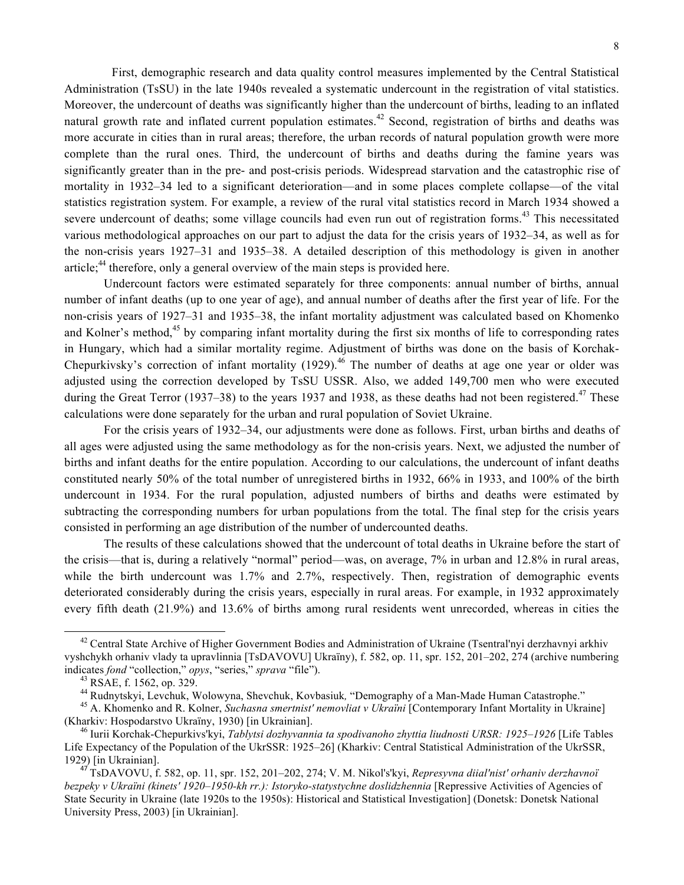First, demographic research and data quality control measures implemented by the Central Statistical Administration (TsSU) in the late 1940s revealed a systematic undercount in the registration of vital statistics. Moreover, the undercount of deaths was significantly higher than the undercount of births, leading to an inflated natural growth rate and inflated current population estimates.[42] Second, registration of births and deaths was more accurate in cities than in rural areas; therefore, the urban records of natural population growth were more complete than the rural ones. Third, the undercount of births and deaths during the famine years was significantly greater than in the pre- and post-crisis periods. Widespread starvation and the catastrophic rise of mortality in 1932–34 led to a significant deterioration—and in some places complete collapse—of the vital statistics registration system. For example, a review of the rural vital statistics record in March 1934 showed a severe undercount of deaths; some village councils had even run out of registration forms.[43] This necessitated various methodological approaches on our part to adjust the data for the crisis years of 1932–34, as well as for the non-crisis years 1927–31 and 1935–38. A detailed description of this methodology is given in another article;[44] therefore, only a general overview of the main steps is provided here.

Undercount factors were estimated separately for three components: annual number of births, annual number of infant deaths (up to one year of age), and annual number of deaths after the first year of life. For the non-crisis years of 1927–31 and 1935–38, the infant mortality adjustment was calculated based on Khomenko and Kolner's method,[45] by comparing infant mortality during the first six months of life to corresponding rates in Hungary, which had a similar mortality regime. Adjustment of births was done on the basis of Korchak-Chepurkivsky's correction of infant mortality (1929).[46] The number of deaths at age one year or older was adjusted using the correction developed by TsSU USSR. Also, we added 149,700 men who were executed during the Great Terror (1937–38) to the years 1937 and 1938, as these deaths had not been registered.[47] These calculations were done separately for the urban and rural population of Soviet Ukraine.

For the crisis years of 1932–34, our adjustments were done as follows. First, urban births and deaths of all ages were adjusted using the same methodology as for the non-crisis years. Next, we adjusted the number of births and infant deaths for the entire population. According to our calculations, the undercount of infant deaths constituted nearly 50% of the total number of unregistered births in 1932, 66% in 1933, and 100% of the birth undercount in 1934. For the rural population, adjusted numbers of births and deaths were estimated by subtracting the corresponding numbers for urban populations from the total. The final step for the crisis years consisted in performing an age distribution of the number of undercounted deaths.

The results of these calculations showed that the undercount of total deaths in Ukraine before the start of the crisis—that is, during a relatively "normal" period—was, on average, 7% in urban and 12.8% in rural areas, while the birth undercount was 1.7% and 2.7%, respectively. Then, registration of demographic events deteriorated considerably during the crisis years, especially in rural areas. For example, in 1932 approximately every fifth death (21.9%) and 13.6% of births among rural residents went unrecorded, whereas in cities the

---

[42] Central State Archive of Higher Government Bodies and Administration of Ukraine (Tsentral'nyi derzhavnyi arkhiv vyshchykh orhaniv vlady ta upravlinnia [TsDAVOVU] Ukraïny), f. 582, op. 11, spr. 152, 201–202, 274 (archive numbering indicates *fond* "collection," *opys*, "series," *sprava* "file").

[43] RSAE, f. 1562, op. 329.

[44] Rudnytskyi, Levchuk, Wolowyna, Shevchuk, Kovbasiuk*,* "Demography of a Man-Made Human Catastrophe."

[45] A. Khomenko and R. Kolner, *Suchasna smertnist' nemovliat v Ukraïni* [Contemporary Infant Mortality in Ukraine] (Kharkiv: Hospodarstvo Ukraïny, 1930) [in Ukrainian].

[46] Iurii Korchak-Chepurkivs'kyi, *Tablytsi dozhyvannia ta spodivanoho zhyttia liudnosti URSR: 1925–1926* [Life Tables Life Expectancy of the Population of the UkrSSR: 1925–26] (Kharkiv: Central Statistical Administration of the UkrSSR, 1929) [in Ukrainian].

[47] TsDAVOVU, f. 582, op. 11, spr. 152, 201–202, 274; V. M. Nikol's'kyi, *Represyvna diial'nist' orhaniv derzhavnoï bezpeky v Ukraïni (kinets' 1920–1950-kh rr.): Istoryko-statystychne doslidzhennia* [Repressive Activities of Agencies of State Security in Ukraine (late 1920s to the 1950s): Historical and Statistical Investigation] (Donetsk: Donetsk National University Press, 2003) [in Ukrainian].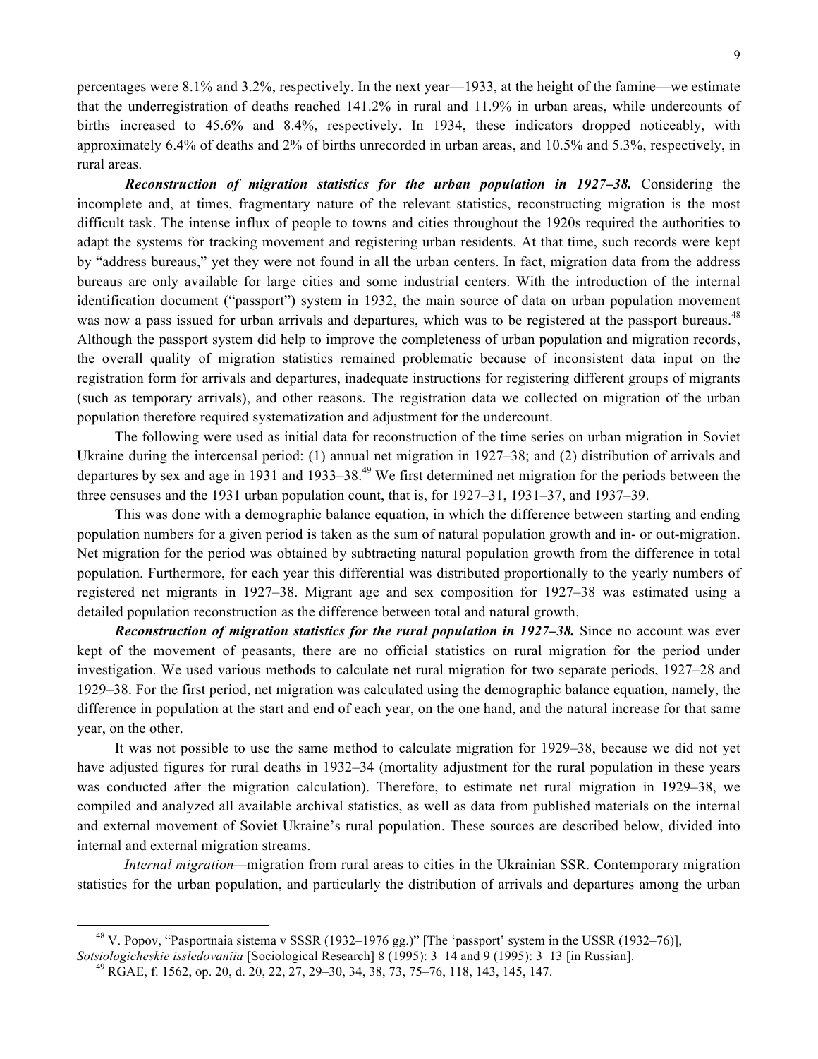percentages were 8.1% and 3.2%, respectively. In the next year—1933, at the height of the famine—we estimate that the underregistration of deaths reached 141.2% in rural and 11.9% in urban areas, while undercounts of births increased to 45.6% and 8.4%, respectively. In 1934, these indicators dropped noticeably, with approximately 6.4% of deaths and 2% of births unrecorded in urban areas, and 10.5% and 5.3%, respectively, in rural areas.

***Reconstruction of migration statistics for the urban population in 1927–38.*** Considering the incomplete and, at times, fragmentary nature of the relevant statistics, reconstructing migration is the most difficult task. The intense influx of people to towns and cities throughout the 1920s required the authorities to adapt the systems for tracking movement and registering urban residents. At that time, such records were kept by "address bureaus," yet they were not found in all the urban centers. In fact, migration data from the address bureaus are only available for large cities and some industrial centers. With the introduction of the internal identification document ("passport") system in 1932, the main source of data on urban population movement was now a pass issued for urban arrivals and departures, which was to be registered at the passport bureaus.[48] Although the passport system did help to improve the completeness of urban population and migration records, the overall quality of migration statistics remained problematic because of inconsistent data input on the registration form for arrivals and departures, inadequate instructions for registering different groups of migrants (such as temporary arrivals), and other reasons. The registration data we collected on migration of the urban population therefore required systematization and adjustment for the undercount.

The following were used as initial data for reconstruction of the time series on urban migration in Soviet Ukraine during the intercensal period: (1) annual net migration in 1927–38; and (2) distribution of arrivals and departures by sex and age in 1931 and 1933–38.[49] We first determined net migration for the periods between the three censuses and the 1931 urban population count, that is, for 1927–31, 1931–37, and 1937–39.

This was done with a demographic balance equation, in which the difference between starting and ending population numbers for a given period is taken as the sum of natural population growth and in- or out-migration. Net migration for the period was obtained by subtracting natural population growth from the difference in total population. Furthermore, for each year this differential was distributed proportionally to the yearly numbers of registered net migrants in 1927–38. Migrant age and sex composition for 1927–38 was estimated using a detailed population reconstruction as the difference between total and natural growth.

***Reconstruction of migration statistics for the rural population in 1927–38.*** Since no account was ever kept of the movement of peasants, there are no official statistics on rural migration for the period under investigation. We used various methods to calculate net rural migration for two separate periods, 1927–28 and 1929–38. For the first period, net migration was calculated using the demographic balance equation, namely, the difference in population at the start and end of each year, on the one hand, and the natural increase for that same year, on the other.

It was not possible to use the same method to calculate migration for 1929–38, because we did not yet have adjusted figures for rural deaths in 1932–34 (mortality adjustment for the rural population in these years was conducted after the migration calculation). Therefore, to estimate net rural migration in 1929–38, we compiled and analyzed all available archival statistics, as well as data from published materials on the internal and external movement of Soviet Ukraine's rural population. These sources are described below, divided into internal and external migration streams.

*Internal migration*—migration from rural areas to cities in the Ukrainian SSR. Contemporary migration statistics for the urban population, and particularly the distribution of arrivals and departures among the urban

---

[48] V. Popov, "Pasportnaia sistema v SSSR (1932–1976 gg.)" [The 'passport' system in the USSR (1932–76)], *Sotsiologicheskie issledovaniia* [Sociological Research] 8 (1995): 3–14 and 9 (1995): 3–13 [in Russian].

[49] RGAE, f. 1562, op. 20, d. 20, 22, 27, 29–30, 34, 38, 73, 75–76, 118, 143, 145, 147.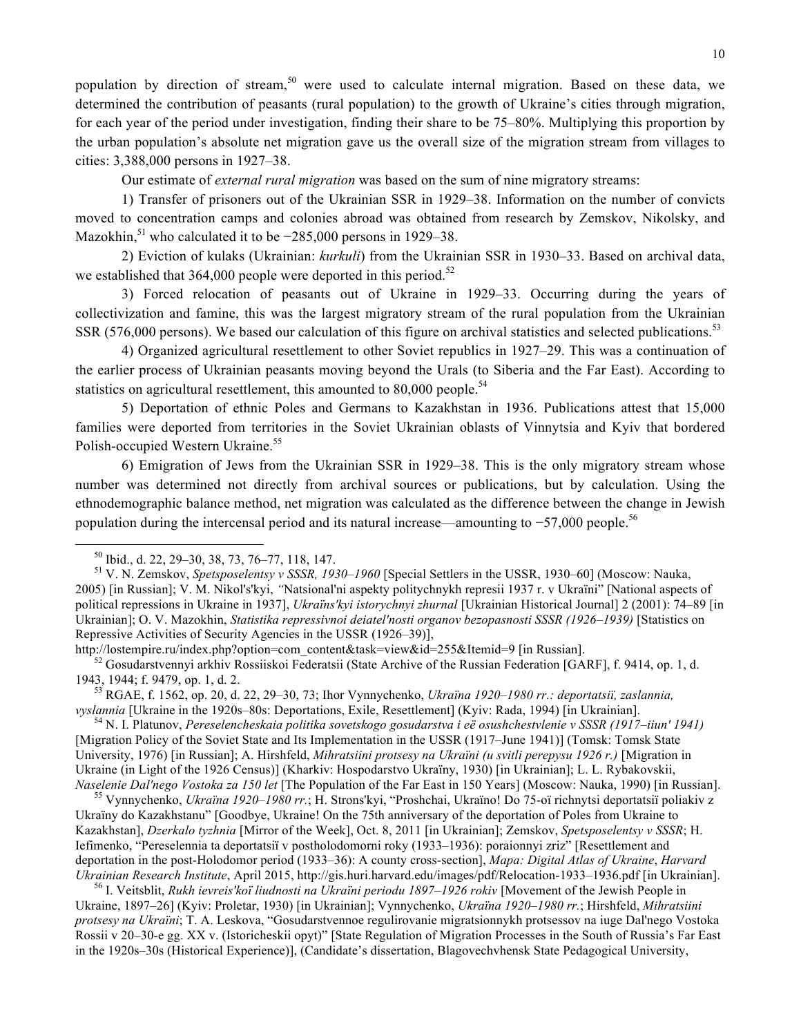population by direction of stream,[50] were used to calculate internal migration. Based on these data, we determined the contribution of peasants (rural population) to the growth of Ukraine's cities through migration, for each year of the period under investigation, finding their share to be 75–80%. Multiplying this proportion by the urban population's absolute net migration gave us the overall size of the migration stream from villages to cities: 3,388,000 persons in 1927–38.

Our estimate of *external rural migration* was based on the sum of nine migratory streams:

1) Transfer of prisoners out of the Ukrainian SSR in 1929–38. Information on the number of convicts moved to concentration camps and colonies abroad was obtained from research by Zemskov, Nikolsky, and Mazokhin,[51] who calculated it to be −285,000 persons in 1929–38.

2) Eviction of kulaks (Ukrainian: *kurkuli*) from the Ukrainian SSR in 1930–33. Based on archival data, we established that 364,000 people were deported in this period.[52]

3) Forced relocation of peasants out of Ukraine in 1929–33. Occurring during the years of collectivization and famine, this was the largest migratory stream of the rural population from the Ukrainian SSR (576,000 persons). We based our calculation of this figure on archival statistics and selected publications.[53]

4) Organized agricultural resettlement to other Soviet republics in 1927–29. This was a continuation of the earlier process of Ukrainian peasants moving beyond the Urals (to Siberia and the Far East). According to statistics on agricultural resettlement, this amounted to 80,000 people.[54]

5) Deportation of ethnic Poles and Germans to Kazakhstan in 1936. Publications attest that 15,000 families were deported from territories in the Soviet Ukrainian oblasts of Vinnytsia and Kyiv that bordered Polish-occupied Western Ukraine.[55]

6) Emigration of Jews from the Ukrainian SSR in 1929–38. This is the only migratory stream whose number was determined not directly from archival sources or publications, but by calculation. Using the ethnodemographic balance method, net migration was calculated as the difference between the change in Jewish population during the intercensal period and its natural increase—amounting to −57,000 people.[56]

---

[50] Ibid., d. 22, 29–30, 38, 73, 76–77, 118, 147.

[51] V. N. Zemskov, *Spetsposelentsy v SSSR, 1930–1960* [Special Settlers in the USSR, 1930–60] (Moscow: Nauka, 2005) [in Russian]; V. M. Nikol's'kyi, "Natsional'ni aspekty politychnykh represii 1937 r. v Ukraïni" [National aspects of political repressions in Ukraine in 1937], *Ukraïns'kyi istorychnyi zhurnal* [Ukrainian Historical Journal] 2 (2001): 74–89 [in Ukrainian]; O. V. Mazokhin, *Statistika repressivnoi deiatel'nosti organov bezopasnosti SSSR (1926–1939)* [Statistics on Repressive Activities of Security Agencies in the USSR (1926–39)], http://lostempire.ru/index.php?option=com_content&task=view&id=255&Itemid=9 [in Russian].

[52] Gosudarstvennyi arkhiv Rossiiskoi Federatsii (State Archive of the Russian Federation [GARF], f. 9414, op. 1, d. 1943, 1944; f. 9479, op. 1, d. 2.

[53] RGAE, f. 1562, op. 20, d. 22, 29–30, 73; Ihor Vynnychenko, *Ukraïna 1920–1980 rr.: deportatsiï, zaslannia, vyslannia* [Ukraine in the 1920s–80s: Deportations, Exile, Resettlement] (Kyiv: Rada, 1994) [in Ukrainian].

[54] N. I. Platunov, *Pereselencheskaia politika sovetskogo gosudarstva i eë osushchestvlenie v SSSR (1917–iiun' 1941)* [Migration Policy of the Soviet State and Its Implementation in the USSR (1917–June 1941)] (Tomsk: Tomsk State University, 1976) [in Russian]; A. Hirshfeld, *Mihratsiini protsesy na Ukraïni (u svitli perepysu 1926 r.)* [Migration in Ukraine (in Light of the 1926 Census)] (Kharkiv: Hospodarstvo Ukraïny, 1930) [in Ukrainian]; L. L. Rybakovskii, *Naselenie Dal'nego Vostoka za 150 let* [The Population of the Far East in 150 Years] (Moscow: Nauka, 1990) [in Russian].

[55] Vynnychenko, *Ukraïna 1920–1980 rr.*; H. Strons'kyi, "Proshchai, Ukraïno! Do 75-oï richnytsi deportatsiï poliakiv z Ukraïny do Kazakhstanu" [Goodbye, Ukraine! On the 75th anniversary of the deportation of Poles from Ukraine to Kazakhstan], *Dzerkalo tyzhnia* [Mirror of the Week], Oct. 8, 2011 [in Ukrainian]; Zemskov, *Spetsposelentsy v SSSR*; H. Iefimenko, "Pereselennia ta deportatsiï v postholodomorni roky (1933–1936): poraionnyi zriz" [Resettlement and deportation in the post-Holodomor period (1933–36): A county cross-section], *Mapa: Digital Atlas of Ukraine*, *Harvard Ukrainian Research Institute*, April 2015, http://gis.huri.harvard.edu/images/pdf/Relocation-1933–1936.pdf [in Ukrainian].

[56] I. Veitsblit, *Rukh ievreis'koï liudnosti na Ukraïni periodu 1897–1926 rokiv* [Movement of the Jewish People in Ukraine, 1897–26] (Kyiv: Proletar, 1930) [in Ukrainian]; Vynnychenko, *Ukraïna 1920–1980 rr.*; Hirshfeld, *Mihratsiini protsesy na Ukraïni*; T. A. Leskova, "Gosudarstvennoe regulirovanie migratsionnykh protsessov na iuge Dal'nego Vostoka Rossii v 20–30-e gg. XX v. (Istoricheskii opyt)" [State Regulation of Migration Processes in the South of Russia's Far East in the 1920s–30s (Historical Experience)], (Candidate's dissertation, Blagovechvhensk State Pedagogical University,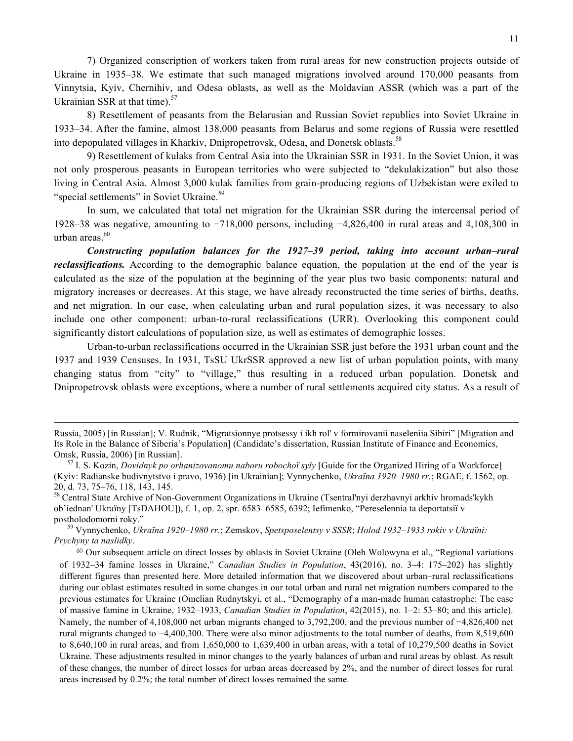7) Organized conscription of workers taken from rural areas for new construction projects outside of Ukraine in 1935–38. We estimate that such managed migrations involved around 170,000 peasants from Vinnytsia, Kyiv, Chernihiv, and Odesa oblasts, as well as the Moldavian ASSR (which was a part of the Ukrainian SSR at that time).[57]

8) Resettlement of peasants from the Belarusian and Russian Soviet republics into Soviet Ukraine in 1933–34. After the famine, almost 138,000 peasants from Belarus and some regions of Russia were resettled into depopulated villages in Kharkiv, Dnipropetrovsk, Odesa, and Donetsk oblasts.[58]

9) Resettlement of kulaks from Central Asia into the Ukrainian SSR in 1931. In the Soviet Union, it was not only prosperous peasants in European territories who were subjected to "dekulakization" but also those living in Central Asia. Almost 3,000 kulak families from grain-producing regions of Uzbekistan were exiled to "special settlements" in Soviet Ukraine.[59]

In sum, we calculated that total net migration for the Ukrainian SSR during the intercensal period of 1928–38 was negative, amounting to −718,000 persons, including −4,826,400 in rural areas and 4,108,300 in urban areas.[60]

***Constructing population balances for the 1927–39 period, taking into account urban–rural reclassifications.*** According to the demographic balance equation, the population at the end of the year is calculated as the size of the population at the beginning of the year plus two basic components: natural and migratory increases or decreases. At this stage, we have already reconstructed the time series of births, deaths, and net migration. In our case, when calculating urban and rural population sizes, it was necessary to also include one other component: urban-to-rural reclassifications (URR). Overlooking this component could significantly distort calculations of population size, as well as estimates of demographic losses.

Urban-to-urban reclassifications occurred in the Ukrainian SSR just before the 1931 urban count and the 1937 and 1939 Censuses. In 1931, TsSU UkrSSR approved a new list of urban population points, with many changing status from "city" to "village," thus resulting in a reduced urban population. Donetsk and Dnipropetrovsk oblasts were exceptions, where a number of rural settlements acquired city status. As a result of

---

Russia, 2005) [in Russian]; V. Rudnik, "Migratsionnye protsessy i ikh rol' v formirovanii naseleniia Sibiri" [Migration and Its Role in the Balance of Siberia's Population] (Candidate's dissertation, Russian Institute of Finance and Economics, Omsk, Russia, 2006) [in Russian].

[57] I. S. Kozin, *Dovidnyk po orhanizovanomu naboru robochoï syly* [Guide for the Organized Hiring of a Workforce] (Kyiv: Radianske budivnytstvo i pravo, 1936) [in Ukrainian]; Vynnychenko, *Ukraïna 1920–1980 rr.*; RGAE, f. 1562, op. 20, d. 73, 75–76, 118, 143, 145.

[58] Central State Archive of Non-Government Organizations in Ukraine (Tsentral'nyi derzhavnyi arkhiv hromads'kykh ob'iednan' Ukraïny [TsDAHOU]), f. 1, op. 2, spr. 6583–6585, 6392; Iefimenko, "Pereselennia ta deportatsiï v postholodomorni roky."

[59] Vynnychenko, *Ukraïna 1920–1980 rr.*; Zemskov, *Spetsposelentsy v SSSR*; *Holod 1932–1933 rokiv v Ukraïni: Prychyny ta naslidky*.

[60] Our subsequent article on direct losses by oblasts in Soviet Ukraine (Oleh Wolowyna et al., "Regional variations of 1932–34 famine losses in Ukraine," *Canadian Studies in Population*, 43(2016), no. 3–4: 175–202) has slightly different figures than presented here. More detailed information that we discovered about urban–rural reclassifications during our oblast estimates resulted in some changes in our total urban and rural net migration numbers compared to the previous estimates for Ukraine (Omelian Rudnytskyi, et al., "Demography of a man-made human catastrophe: The case of massive famine in Ukraine, 1932–1933, *Canadian Studies in Population*, 42(2015), no. 1–2: 53–80; and this article). Namely, the number of 4,108,000 net urban migrants changed to 3,792,200, and the previous number of −4,826,400 net rural migrants changed to −4,400,300. There were also minor adjustments to the total number of deaths, from 8,519,600 to 8,640,100 in rural areas, and from 1,650,000 to 1,639,400 in urban areas, with a total of 10,279,500 deaths in Soviet Ukraine. These adjustments resulted in minor changes to the yearly balances of urban and rural areas by oblast. As result of these changes, the number of direct losses for urban areas decreased by 2%, and the number of direct losses for rural areas increased by 0.2%; the total number of direct losses remained the same.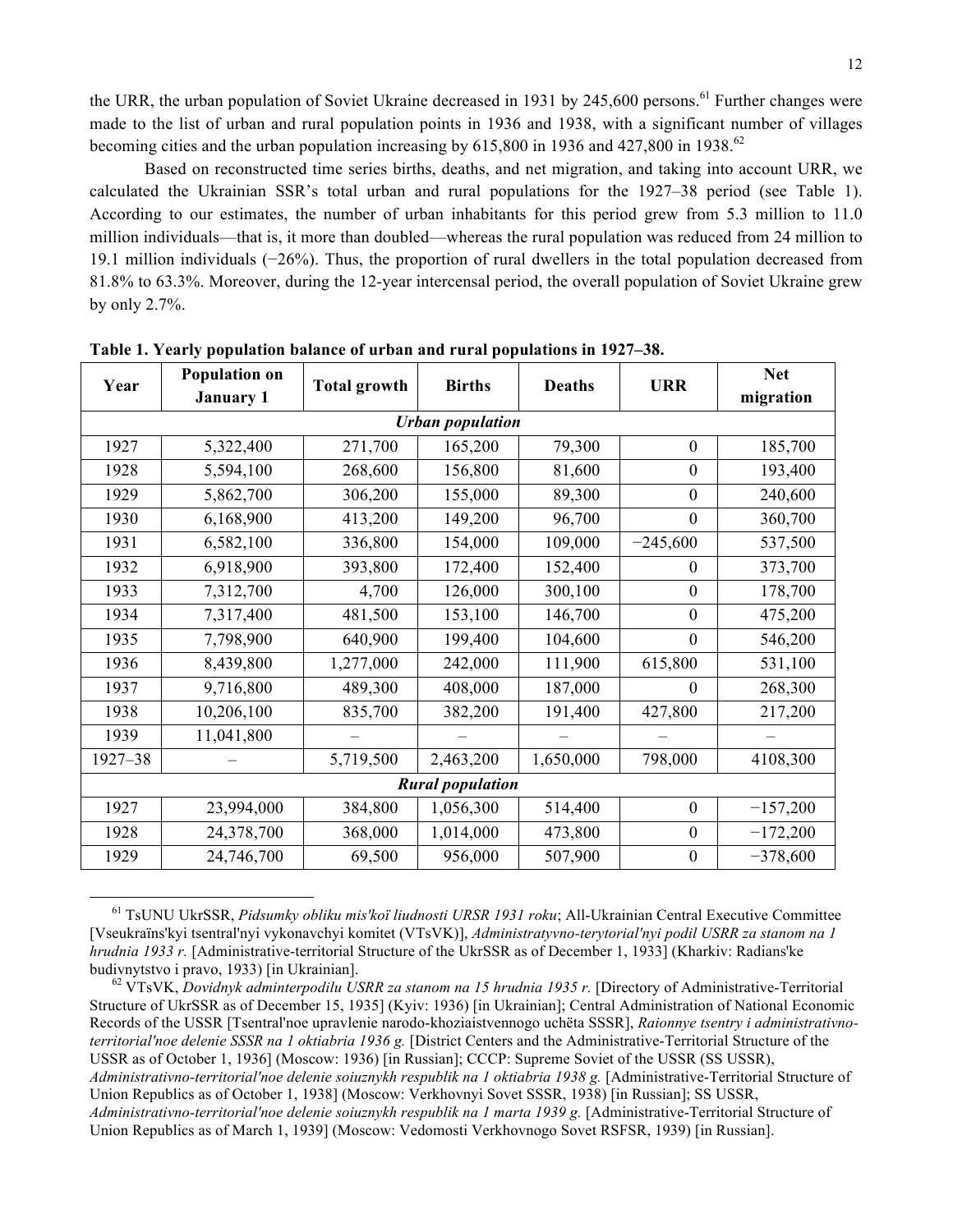the URR, the urban population of Soviet Ukraine decreased in 1931 by 245,600 persons.[61] Further changes were made to the list of urban and rural population points in 1936 and 1938, with a significant number of villages becoming cities and the urban population increasing by 615,800 in 1936 and 427,800 in 1938.[62]

Based on reconstructed time series births, deaths, and net migration, and taking into account URR, we calculated the Ukrainian SSR's total urban and rural populations for the 1927–38 period (see Table 1). According to our estimates, the number of urban inhabitants for this period grew from 5.3 million to 11.0 million individuals—that is, it more than doubled—whereas the rural population was reduced from 24 million to 19.1 million individuals (−26%). Thus, the proportion of rural dwellers in the total population decreased from 81.8% to 63.3%. Moreover, during the 12-year intercensal period, the overall population of Soviet Ukraine grew by only 2.7%.

**Table 1. Yearly population balance of urban and rural populations in 1927–38.**

| Year | Population on January 1 | Total growth | Births | Deaths | URR | Net migration |
|---|---|---|---|---|---|---|
| ***Urban population*** | | | | | | |
| 1927 | 5,322,400 | 271,700 | 165,200 | 79,300 | 0 | 185,700 |
| 1928 | 5,594,100 | 268,600 | 156,800 | 81,600 | 0 | 193,400 |
| 1929 | 5,862,700 | 306,200 | 155,000 | 89,300 | 0 | 240,600 |
| 1930 | 6,168,900 | 413,200 | 149,200 | 96,700 | 0 | 360,700 |
| 1931 | 6,582,100 | 336,800 | 154,000 | 109,000 | −245,600 | 537,500 |
| 1932 | 6,918,900 | 393,800 | 172,400 | 152,400 | 0 | 373,700 |
| 1933 | 7,312,700 | 4,700 | 126,000 | 300,100 | 0 | 178,700 |
| 1934 | 7,317,400 | 481,500 | 153,100 | 146,700 | 0 | 475,200 |
| 1935 | 7,798,900 | 640,900 | 199,400 | 104,600 | 0 | 546,200 |
| 1936 | 8,439,800 | 1,277,000 | 242,000 | 111,900 | 615,800 | 531,100 |
| 1937 | 9,716,800 | 489,300 | 408,000 | 187,000 | 0 | 268,300 |
| 1938 | 10,206,100 | 835,700 | 382,200 | 191,400 | 427,800 | 217,200 |
| 1939 | 11,041,800 | – | – | – | – | – |
| 1927–38 | – | 5,719,500 | 2,463,200 | 1,650,000 | 798,000 | 4108,300 |
| ***Rural population*** | | | | | | |
| 1927 | 23,994,000 | 384,800 | 1,056,300 | 514,400 | 0 | −157,200 |
| 1928 | 24,378,700 | 368,000 | 1,014,000 | 473,800 | 0 | −172,200 |
| 1929 | 24,746,700 | 69,500 | 956,000 | 507,900 | 0 | −378,600 |

[61] TsUNU UkrSSR, *Pidsumky obliku mis'koï liudnosti URSR 1931 roku*; All-Ukrainian Central Executive Committee [Vseukraïns'kyi tsentral'nyi vykonavchyi komitet (VTsVK)], *Administratyvno-terytorial'nyi podil USRR za stanom na 1 hrudnia 1933 r.* [Administrative-territorial Structure of the UkrSSR as of December 1, 1933] (Kharkiv: Radians'ke budivnytstvo i pravo, 1933) [in Ukrainian].

[62] VTsVK, *Dovidnyk adminterpodilu USRR za stanom na 15 hrudnia 1935 r.* [Directory of Administrative-Territorial Structure of UkrSSR as of December 15, 1935] (Kyiv: 1936) [in Ukrainian]; Central Administration of National Economic Records of the USSR [Tsentral'noe upravlenie narodo-khoziaistvennogo uchëta SSSR], *Raionnye tsentry i administrativno-territorial'noe delenie SSSR na 1 oktiabria 1936 g.* [District Centers and the Administrative-Territorial Structure of the USSR as of October 1, 1936] (Moscow: 1936) [in Russian]; CCCP: Supreme Soviet of the USSR (SS USSR), *Administrativno-territorial'noe delenie soiuznykh respublik na 1 oktiabria 1938 g.* [Administrative-Territorial Structure of Union Republics as of October 1, 1938] (Moscow: Verkhovnyi Sovet SSSR, 1938) [in Russian]; SS USSR, *Administrativno-territorial'noe delenie soiuznykh respublik na 1 marta 1939 g.* [Administrative-Territorial Structure of Union Republics as of March 1, 1939] (Moscow: Vedomosti Verkhovnogo Sovet RSFSR, 1939) [in Russian].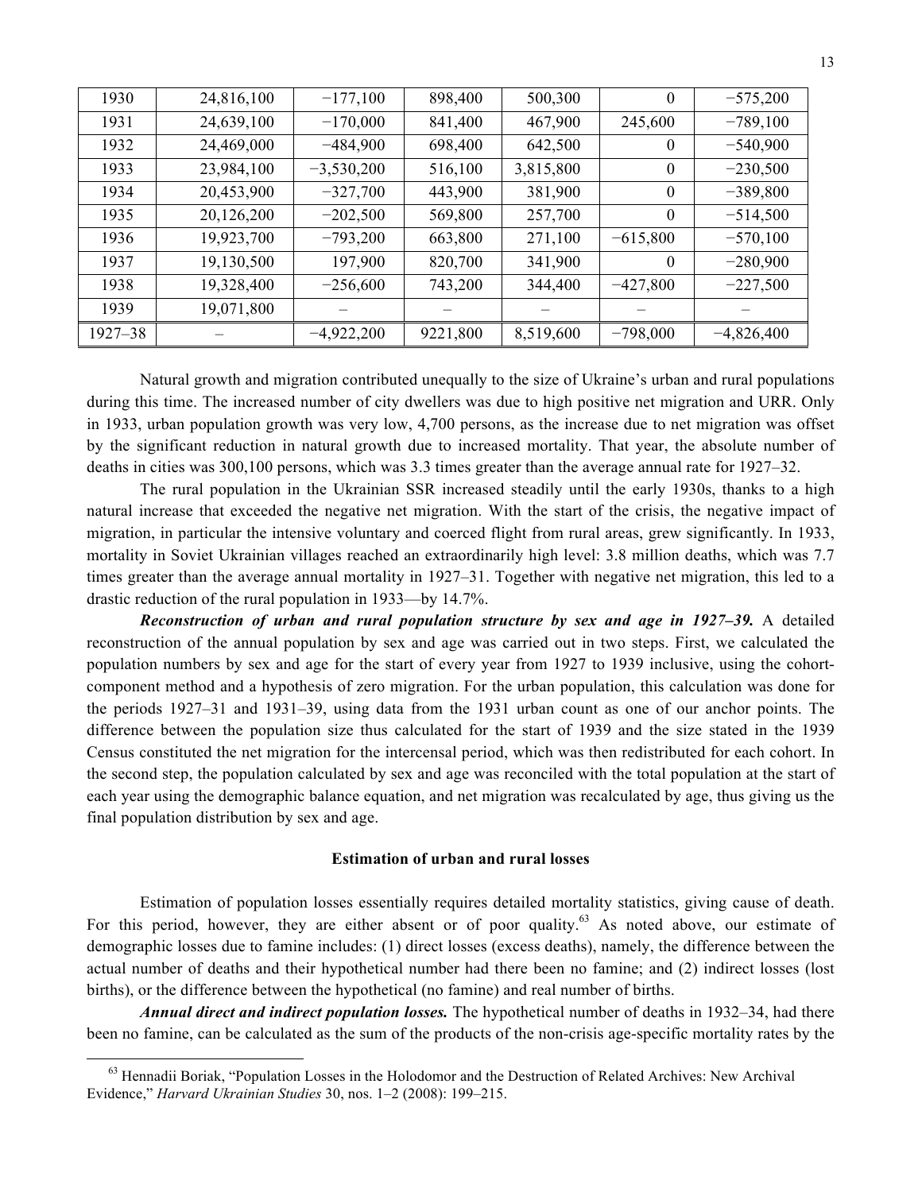| | | | | | | |
|---|---|---|---|---|---|---|
| 1930 | 24,816,100 | −177,100 | 898,400 | 500,300 | 0 | −575,200 |
| 1931 | 24,639,100 | −170,000 | 841,400 | 467,900 | 245,600 | −789,100 |
| 1932 | 24,469,000 | −484,900 | 698,400 | 642,500 | 0 | −540,900 |
| 1933 | 23,984,100 | −3,530,200 | 516,100 | 3,815,800 | 0 | −230,500 |
| 1934 | 20,453,900 | −327,700 | 443,900 | 381,900 | 0 | −389,800 |
| 1935 | 20,126,200 | −202,500 | 569,800 | 257,700 | 0 | −514,500 |
| 1936 | 19,923,700 | −793,200 | 663,800 | 271,100 | −615,800 | −570,100 |
| 1937 | 19,130,500 | 197,900 | 820,700 | 341,900 | 0 | −280,900 |
| 1938 | 19,328,400 | −256,600 | 743,200 | 344,400 | −427,800 | −227,500 |
| 1939 | 19,071,800 | – | – | – | – | – |
| 1927–38 | – | −4,922,200 | 9221,800 | 8,519,600 | −798,000 | −4,826,400 |

Natural growth and migration contributed unequally to the size of Ukraine's urban and rural populations during this time. The increased number of city dwellers was due to high positive net migration and URR. Only in 1933, urban population growth was very low, 4,700 persons, as the increase due to net migration was offset by the significant reduction in natural growth due to increased mortality. That year, the absolute number of deaths in cities was 300,100 persons, which was 3.3 times greater than the average annual rate for 1927–32.

The rural population in the Ukrainian SSR increased steadily until the early 1930s, thanks to a high natural increase that exceeded the negative net migration. With the start of the crisis, the negative impact of migration, in particular the intensive voluntary and coerced flight from rural areas, grew significantly. In 1933, mortality in Soviet Ukrainian villages reached an extraordinarily high level: 3.8 million deaths, which was 7.7 times greater than the average annual mortality in 1927–31. Together with negative net migration, this led to a drastic reduction of the rural population in 1933—by 14.7%.

***Reconstruction of urban and rural population structure by sex and age in 1927–39.*** A detailed reconstruction of the annual population by sex and age was carried out in two steps. First, we calculated the population numbers by sex and age for the start of every year from 1927 to 1939 inclusive, using the cohort-component method and a hypothesis of zero migration. For the urban population, this calculation was done for the periods 1927–31 and 1931–39, using data from the 1931 urban count as one of our anchor points. The difference between the population size thus calculated for the start of 1939 and the size stated in the 1939 Census constituted the net migration for the intercensal period, which was then redistributed for each cohort. In the second step, the population calculated by sex and age was reconciled with the total population at the start of each year using the demographic balance equation, and net migration was recalculated by age, thus giving us the final population distribution by sex and age.

## Estimation of urban and rural losses

Estimation of population losses essentially requires detailed mortality statistics, giving cause of death. For this period, however, they are either absent or of poor quality.[63] As noted above, our estimate of demographic losses due to famine includes: (1) direct losses (excess deaths), namely, the difference between the actual number of deaths and their hypothetical number had there been no famine; and (2) indirect losses (lost births), or the difference between the hypothetical (no famine) and real number of births.

***Annual direct and indirect population losses.*** The hypothetical number of deaths in 1932–34, had there been no famine, can be calculated as the sum of the products of the non-crisis age-specific mortality rates by the

[63] Hennadii Boriak, "Population Losses in the Holodomor and the Destruction of Related Archives: New Archival Evidence," *Harvard Ukrainian Studies* 30, nos. 1–2 (2008): 199–215.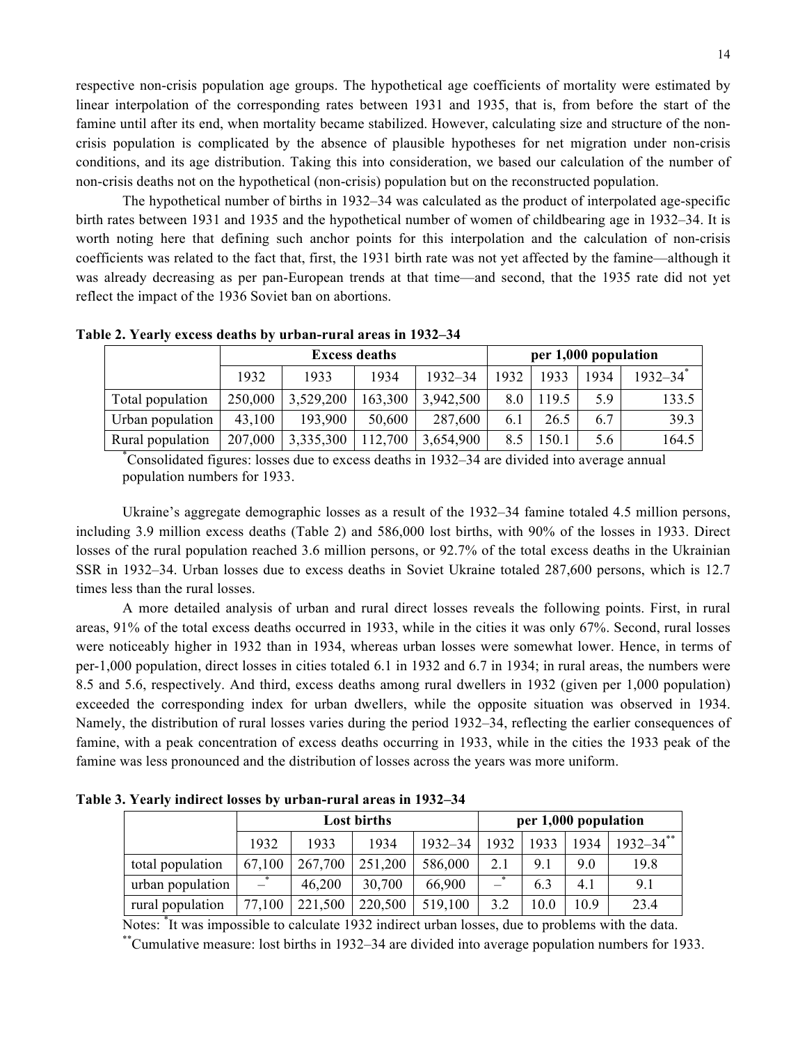respective non-crisis population age groups. The hypothetical age coefficients of mortality were estimated by linear interpolation of the corresponding rates between 1931 and 1935, that is, from before the start of the famine until after its end, when mortality became stabilized. However, calculating size and structure of the non-crisis population is complicated by the absence of plausible hypotheses for net migration under non-crisis conditions, and its age distribution. Taking this into consideration, we based our calculation of the number of non-crisis deaths not on the hypothetical (non-crisis) population but on the reconstructed population.

The hypothetical number of births in 1932–34 was calculated as the product of interpolated age-specific birth rates between 1931 and 1935 and the hypothetical number of women of childbearing age in 1932–34. It is worth noting here that defining such anchor points for this interpolation and the calculation of non-crisis coefficients was related to the fact that, first, the 1931 birth rate was not yet affected by the famine—although it was already decreasing as per pan-European trends at that time—and second, that the 1935 rate did not yet reflect the impact of the 1936 Soviet ban on abortions.

**Table 2. Yearly excess deaths by urban-rural areas in 1932–34**

| | Excess deaths | | | | per 1,000 population | | | |
|---|---|---|---|---|---|---|---|---|
| | 1932 | 1933 | 1934 | 1932–34 | 1932 | 1933 | 1934 | 1932–34* |
| Total population | 250,000 | 3,529,200 | 163,300 | 3,942,500 | 8.0 | 119.5 | 5.9 | 133.5 |
| Urban population | 43,100 | 193,900 | 50,600 | 287,600 | 6.1 | 26.5 | 6.7 | 39.3 |
| Rural population | 207,000 | 3,335,300 | 112,700 | 3,654,900 | 8.5 | 150.1 | 5.6 | 164.5 |

*Consolidated figures: losses due to excess deaths in 1932–34 are divided into average annual population numbers for 1933.

Ukraine's aggregate demographic losses as a result of the 1932–34 famine totaled 4.5 million persons, including 3.9 million excess deaths (Table 2) and 586,000 lost births, with 90% of the losses in 1933. Direct losses of the rural population reached 3.6 million persons, or 92.7% of the total excess deaths in the Ukrainian SSR in 1932–34. Urban losses due to excess deaths in Soviet Ukraine totaled 287,600 persons, which is 12.7 times less than the rural losses.

A more detailed analysis of urban and rural direct losses reveals the following points. First, in rural areas, 91% of the total excess deaths occurred in 1933, while in the cities it was only 67%. Second, rural losses were noticeably higher in 1932 than in 1934, whereas urban losses were somewhat lower. Hence, in terms of per-1,000 population, direct losses in cities totaled 6.1 in 1932 and 6.7 in 1934; in rural areas, the numbers were 8.5 and 5.6, respectively. And third, excess deaths among rural dwellers in 1932 (given per 1,000 population) exceeded the corresponding index for urban dwellers, while the opposite situation was observed in 1934. Namely, the distribution of rural losses varies during the period 1932–34, reflecting the earlier consequences of famine, with a peak concentration of excess deaths occurring in 1933, while in the cities the 1933 peak of the famine was less pronounced and the distribution of losses across the years was more uniform.

**Table 3. Yearly indirect losses by urban-rural areas in 1932–34**

| | Lost births | | | | per 1,000 population | | | |
|---|---|---|---|---|---|---|---|---|
| | 1932 | 1933 | 1934 | 1932–34 | 1932 | 1933 | 1934 | 1932–34** |
| total population | 67,100 | 267,700 | 251,200 | 586,000 | 2.1 | 9.1 | 9.0 | 19.8 |
| urban population | –* | 46,200 | 30,700 | 66,900 | –* | 6.3 | 4.1 | 9.1 |
| rural population | 77,100 | 221,500 | 220,500 | 519,100 | 3.2 | 10.0 | 10.9 | 23.4 |

Notes: *It was impossible to calculate 1932 indirect urban losses, due to problems with the data.

**Cumulative measure: lost births in 1932–34 are divided into average population numbers for 1933.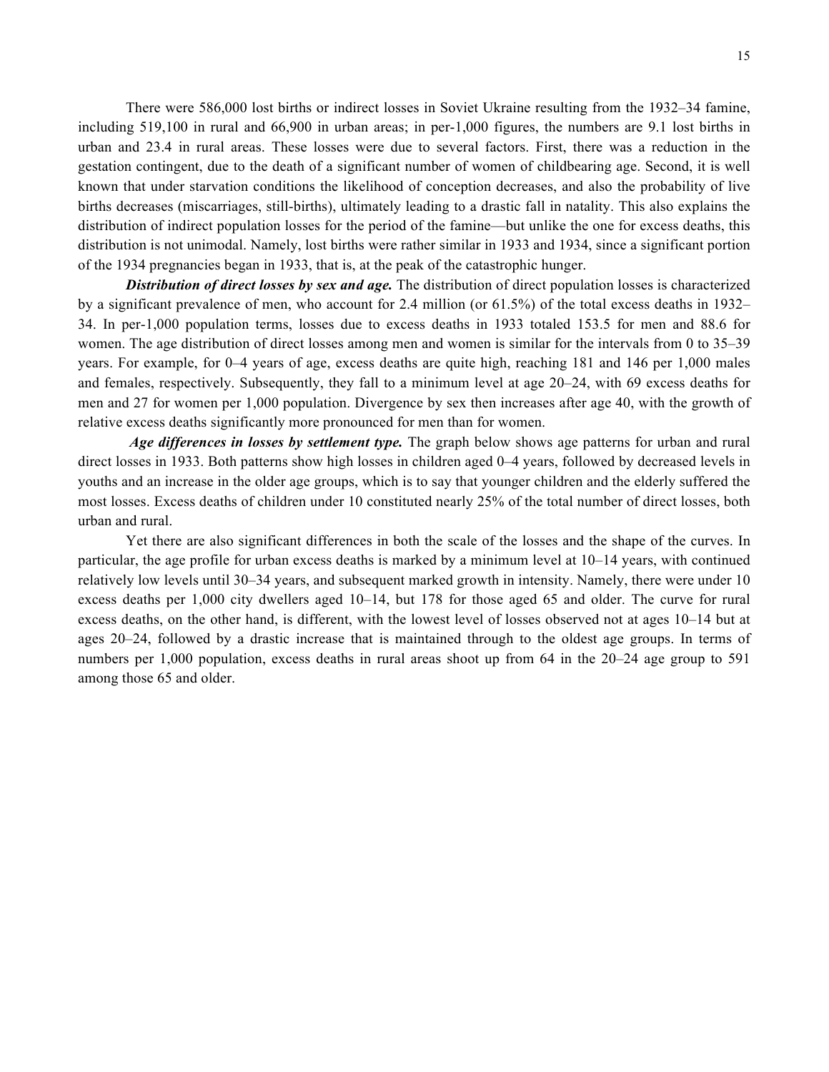There were 586,000 lost births or indirect losses in Soviet Ukraine resulting from the 1932–34 famine, including 519,100 in rural and 66,900 in urban areas; in per-1,000 figures, the numbers are 9.1 lost births in urban and 23.4 in rural areas. These losses were due to several factors. First, there was a reduction in the gestation contingent, due to the death of a significant number of women of childbearing age. Second, it is well known that under starvation conditions the likelihood of conception decreases, and also the probability of live births decreases (miscarriages, still-births), ultimately leading to a drastic fall in natality. This also explains the distribution of indirect population losses for the period of the famine—but unlike the one for excess deaths, this distribution is not unimodal. Namely, lost births were rather similar in 1933 and 1934, since a significant portion of the 1934 pregnancies began in 1933, that is, at the peak of the catastrophic hunger.

***Distribution of direct losses by sex and age.*** The distribution of direct population losses is characterized by a significant prevalence of men, who account for 2.4 million (or 61.5%) of the total excess deaths in 1932–34. In per-1,000 population terms, losses due to excess deaths in 1933 totaled 153.5 for men and 88.6 for women. The age distribution of direct losses among men and women is similar for the intervals from 0 to 35–39 years. For example, for 0–4 years of age, excess deaths are quite high, reaching 181 and 146 per 1,000 males and females, respectively. Subsequently, they fall to a minimum level at age 20–24, with 69 excess deaths for men and 27 for women per 1,000 population. Divergence by sex then increases after age 40, with the growth of relative excess deaths significantly more pronounced for men than for women.

***Age differences in losses by settlement type.*** The graph below shows age patterns for urban and rural direct losses in 1933. Both patterns show high losses in children aged 0–4 years, followed by decreased levels in youths and an increase in the older age groups, which is to say that younger children and the elderly suffered the most losses. Excess deaths of children under 10 constituted nearly 25% of the total number of direct losses, both urban and rural.

Yet there are also significant differences in both the scale of the losses and the shape of the curves. In particular, the age profile for urban excess deaths is marked by a minimum level at 10–14 years, with continued relatively low levels until 30–34 years, and subsequent marked growth in intensity. Namely, there were under 10 excess deaths per 1,000 city dwellers aged 10–14, but 178 for those aged 65 and older. The curve for rural excess deaths, on the other hand, is different, with the lowest level of losses observed not at ages 10–14 but at ages 20–24, followed by a drastic increase that is maintained through to the oldest age groups. In terms of numbers per 1,000 population, excess deaths in rural areas shoot up from 64 in the 20–24 age group to 591 among those 65 and older.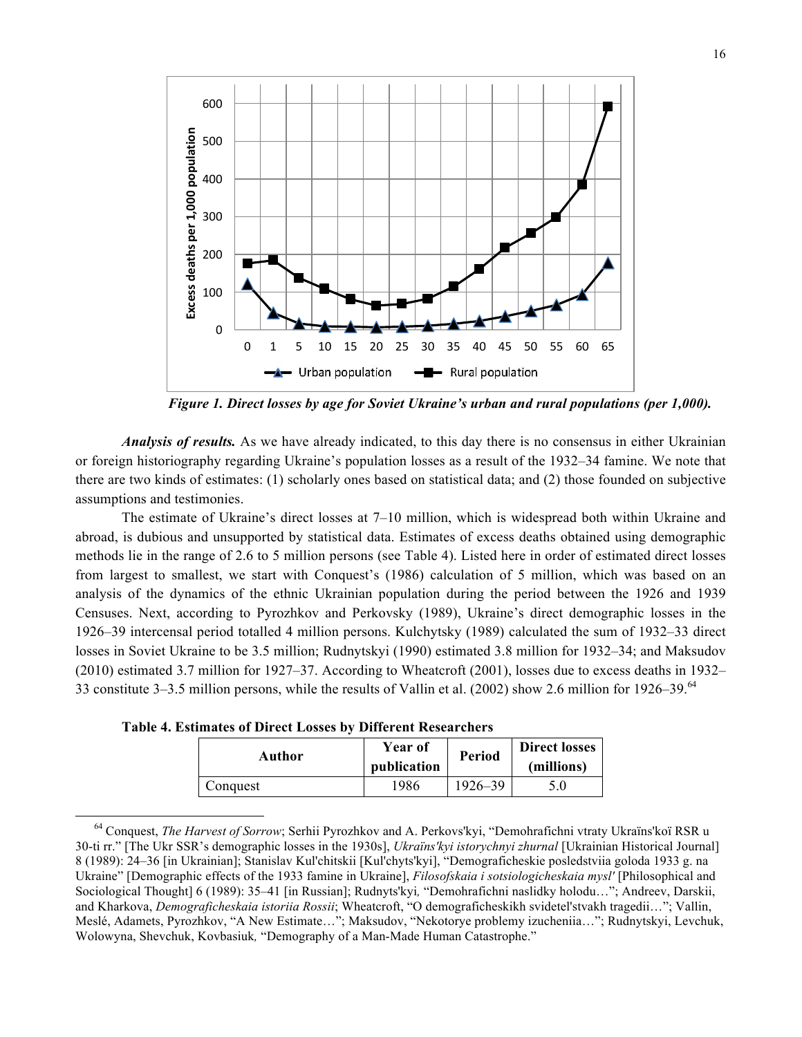*Figure 1. Direct losses by age for Soviet Ukraine's urban and rural populations (per 1,000).*

***Analysis of results.*** As we have already indicated, to this day there is no consensus in either Ukrainian or foreign historiography regarding Ukraine's population losses as a result of the 1932–34 famine. We note that there are two kinds of estimates: (1) scholarly ones based on statistical data; and (2) those founded on subjective assumptions and testimonies.

The estimate of Ukraine's direct losses at 7–10 million, which is widespread both within Ukraine and abroad, is dubious and unsupported by statistical data. Estimates of excess deaths obtained using demographic methods lie in the range of 2.6 to 5 million persons (see Table 4). Listed here in order of estimated direct losses from largest to smallest, we start with Conquest's (1986) calculation of 5 million, which was based on an analysis of the dynamics of the ethnic Ukrainian population during the period between the 1926 and 1939 Censuses. Next, according to Pyrozhkov and Perkovsky (1989), Ukraine's direct demographic losses in the 1926–39 intercensal period totalled 4 million persons. Kulchytsky (1989) calculated the sum of 1932–33 direct losses in Soviet Ukraine to be 3.5 million; Rudnytskyi (1990) estimated 3.8 million for 1932–34; and Maksudov (2010) estimated 3.7 million for 1927–37. According to Wheatcroft (2001), losses due to excess deaths in 1932–33 constitute 3–3.5 million persons, while the results of Vallin et al. (2002) show 2.6 million for 1926–39.[64]

**Table 4. Estimates of Direct Losses by Different Researchers**

| Author | Year of publication | Period | Direct losses (millions) |
|---|---|---|---|
| Conquest | 1986 | 1926–39 | 5.0 |

[64] Conquest, *The Harvest of Sorrow*; Serhii Pyrozhkov and A. Perkovs'kyi, "Demohrafichni vtraty Ukraïns'koï RSR u 30-ti rr." [The Ukr SSR's demographic losses in the 1930s], *Ukraïns'kyi istorychnyi zhurnal* [Ukrainian Historical Journal] 8 (1989): 24–36 [in Ukrainian]; Stanislav Kul'chitskii [Kul'chyts'kyi], "Demograficheskie posledstviia goloda 1933 g. na Ukraine" [Demographic effects of the 1933 famine in Ukraine], *Filosofskaia i sotsiologicheskaia mysl'* [Philosophical and Sociological Thought] 6 (1989): 35–41 [in Russian]; Rudnyts'kyi, "Demohrafichni naslidky holodu…"; Andreev, Darskii, and Kharkova, *Demograficheskaia istoriia Rossii*; Wheatcroft, "O demograficheskikh svidetel'stvakh tragedii…"; Vallin, Meslé, Adamets, Pyrozhkov, "A New Estimate…"; Maksudov, "Nekotorye problemy izucheniia…"; Rudnytskyi, Levchuk, Wolowyna, Shevchuk, Kovbasiuk, "Demography of a Man-Made Human Catastrophe."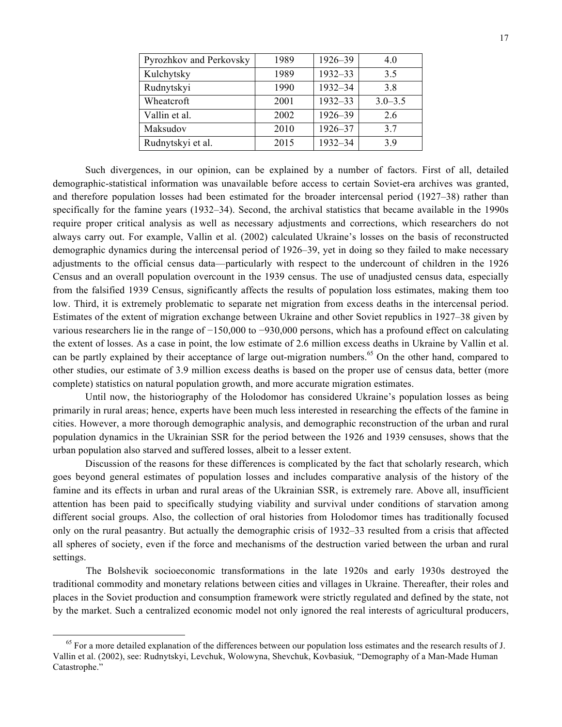| Pyrozhkov and Perkovsky | 1989 | 1926–39 | 4.0 |
|---|---|---|---|
| Kulchytsky | 1989 | 1932–33 | 3.5 |
| Rudnytskyi | 1990 | 1932–34 | 3.8 |
| Wheatcroft | 2001 | 1932–33 | 3.0–3.5 |
| Vallin et al. | 2002 | 1926–39 | 2.6 |
| Maksudov | 2010 | 1926–37 | 3.7 |
| Rudnytskyi et al. | 2015 | 1932–34 | 3.9 |

Such divergences, in our opinion, can be explained by a number of factors. First of all, detailed demographic-statistical information was unavailable before access to certain Soviet-era archives was granted, and therefore population losses had been estimated for the broader intercensal period (1927–38) rather than specifically for the famine years (1932–34). Second, the archival statistics that became available in the 1990s require proper critical analysis as well as necessary adjustments and corrections, which researchers do not always carry out. For example, Vallin et al. (2002) calculated Ukraine's losses on the basis of reconstructed demographic dynamics during the intercensal period of 1926–39, yet in doing so they failed to make necessary adjustments to the official census data—particularly with respect to the undercount of children in the 1926 Census and an overall population overcount in the 1939 census. The use of unadjusted census data, especially from the falsified 1939 Census, significantly affects the results of population loss estimates, making them too low. Third, it is extremely problematic to separate net migration from excess deaths in the intercensal period. Estimates of the extent of migration exchange between Ukraine and other Soviet republics in 1927–38 given by various researchers lie in the range of −150,000 to −930,000 persons, which has a profound effect on calculating the extent of losses. As a case in point, the low estimate of 2.6 million excess deaths in Ukraine by Vallin et al. can be partly explained by their acceptance of large out-migration numbers.[65] On the other hand, compared to other studies, our estimate of 3.9 million excess deaths is based on the proper use of census data, better (more complete) statistics on natural population growth, and more accurate migration estimates.

Until now, the historiography of the Holodomor has considered Ukraine's population losses as being primarily in rural areas; hence, experts have been much less interested in researching the effects of the famine in cities. However, a more thorough demographic analysis, and demographic reconstruction of the urban and rural population dynamics in the Ukrainian SSR for the period between the 1926 and 1939 censuses, shows that the urban population also starved and suffered losses, albeit to a lesser extent.

Discussion of the reasons for these differences is complicated by the fact that scholarly research, which goes beyond general estimates of population losses and includes comparative analysis of the history of the famine and its effects in urban and rural areas of the Ukrainian SSR, is extremely rare. Above all, insufficient attention has been paid to specifically studying viability and survival under conditions of starvation among different social groups. Also, the collection of oral histories from Holodomor times has traditionally focused only on the rural peasantry. But actually the demographic crisis of 1932–33 resulted from a crisis that affected all spheres of society, even if the force and mechanisms of the destruction varied between the urban and rural settings.

The Bolshevik socioeconomic transformations in the late 1920s and early 1930s destroyed the traditional commodity and monetary relations between cities and villages in Ukraine. Thereafter, their roles and places in the Soviet production and consumption framework were strictly regulated and defined by the state, not by the market. Such a centralized economic model not only ignored the real interests of agricultural producers,

[65] For a more detailed explanation of the differences between our population loss estimates and the research results of J. Vallin et al. (2002), see: Rudnytskyi, Levchuk, Wolowyna, Shevchuk, Kovbasiuk, "Demography of a Man-Made Human Catastrophe."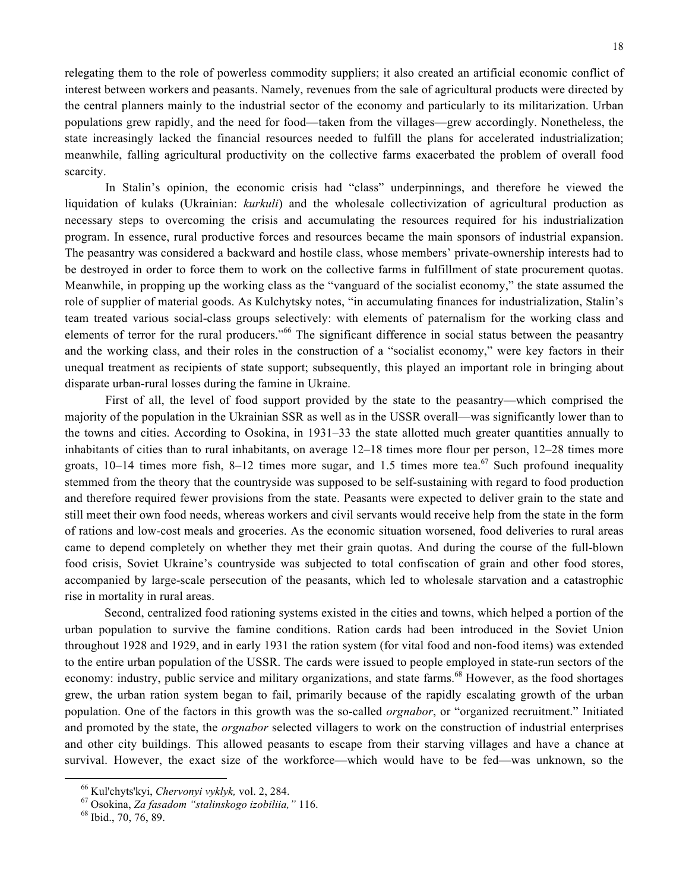relegating them to the role of powerless commodity suppliers; it also created an artificial economic conflict of interest between workers and peasants. Namely, revenues from the sale of agricultural products were directed by the central planners mainly to the industrial sector of the economy and particularly to its militarization. Urban populations grew rapidly, and the need for food—taken from the villages—grew accordingly. Nonetheless, the state increasingly lacked the financial resources needed to fulfill the plans for accelerated industrialization; meanwhile, falling agricultural productivity on the collective farms exacerbated the problem of overall food scarcity.

In Stalin's opinion, the economic crisis had "class" underpinnings, and therefore he viewed the liquidation of kulaks (Ukrainian: *kurkuli*) and the wholesale collectivization of agricultural production as necessary steps to overcoming the crisis and accumulating the resources required for his industrialization program. In essence, rural productive forces and resources became the main sponsors of industrial expansion. The peasantry was considered a backward and hostile class, whose members' private-ownership interests had to be destroyed in order to force them to work on the collective farms in fulfillment of state procurement quotas. Meanwhile, in propping up the working class as the "vanguard of the socialist economy," the state assumed the role of supplier of material goods. As Kulchytsky notes, "in accumulating finances for industrialization, Stalin's team treated various social-class groups selectively: with elements of paternalism for the working class and elements of terror for the rural producers."[66] The significant difference in social status between the peasantry and the working class, and their roles in the construction of a "socialist economy," were key factors in their unequal treatment as recipients of state support; subsequently, this played an important role in bringing about disparate urban-rural losses during the famine in Ukraine.

First of all, the level of food support provided by the state to the peasantry—which comprised the majority of the population in the Ukrainian SSR as well as in the USSR overall—was significantly lower than to the towns and cities. According to Osokina, in 1931–33 the state allotted much greater quantities annually to inhabitants of cities than to rural inhabitants, on average 12–18 times more flour per person, 12–28 times more groats, 10–14 times more fish, 8–12 times more sugar, and 1.5 times more tea.[67] Such profound inequality stemmed from the theory that the countryside was supposed to be self-sustaining with regard to food production and therefore required fewer provisions from the state. Peasants were expected to deliver grain to the state and still meet their own food needs, whereas workers and civil servants would receive help from the state in the form of rations and low-cost meals and groceries. As the economic situation worsened, food deliveries to rural areas came to depend completely on whether they met their grain quotas. And during the course of the full-blown food crisis, Soviet Ukraine's countryside was subjected to total confiscation of grain and other food stores, accompanied by large-scale persecution of the peasants, which led to wholesale starvation and a catastrophic rise in mortality in rural areas.

Second, centralized food rationing systems existed in the cities and towns, which helped a portion of the urban population to survive the famine conditions. Ration cards had been introduced in the Soviet Union throughout 1928 and 1929, and in early 1931 the ration system (for vital food and non-food items) was extended to the entire urban population of the USSR. The cards were issued to people employed in state-run sectors of the economy: industry, public service and military organizations, and state farms.[68] However, as the food shortages grew, the urban ration system began to fail, primarily because of the rapidly escalating growth of the urban population. One of the factors in this growth was the so-called *orgnabor*, or "organized recruitment." Initiated and promoted by the state, the *orgnabor* selected villagers to work on the construction of industrial enterprises and other city buildings. This allowed peasants to escape from their starving villages and have a chance at survival. However, the exact size of the workforce—which would have to be fed—was unknown, so the

---

[66] Kul'chyts'kyi, *Chervonyi vyklyk,* vol. 2, 284.

[67] Osokina, *Za fasadom "stalinskogo izobiliia,"* 116.

[68] Ibid., 70, 76, 89.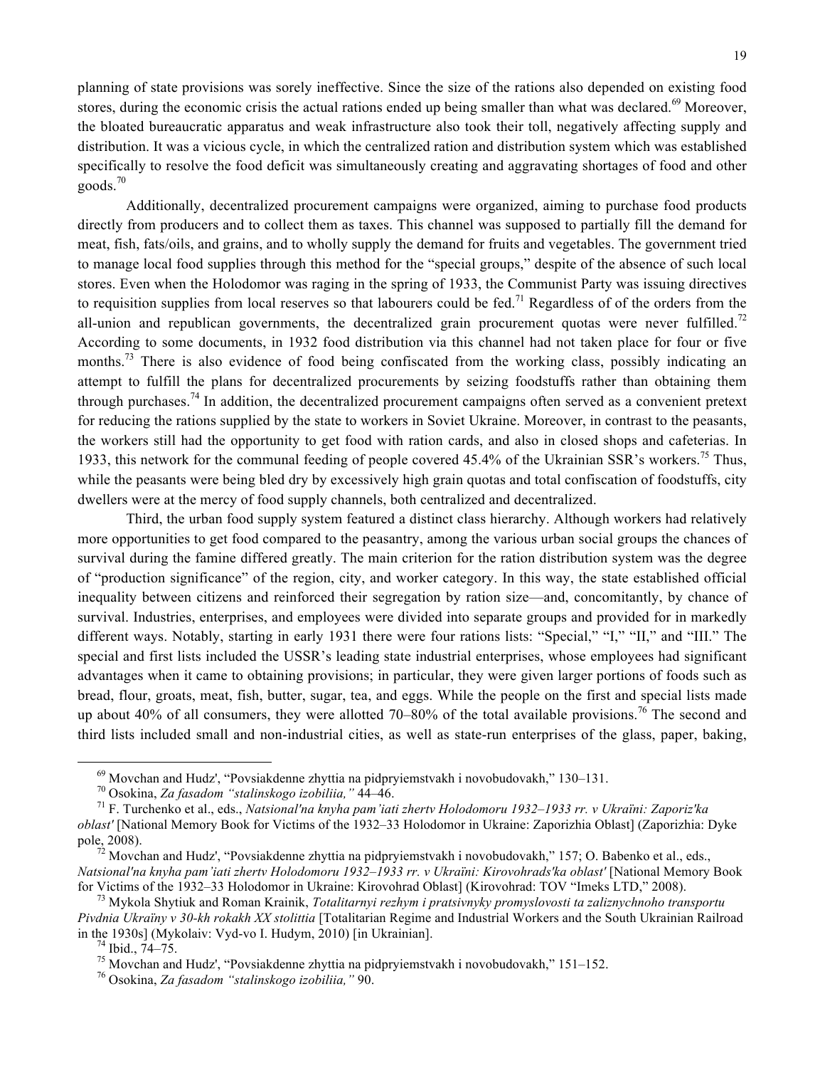planning of state provisions was sorely ineffective. Since the size of the rations also depended on existing food stores, during the economic crisis the actual rations ended up being smaller than what was declared.[69] Moreover, the bloated bureaucratic apparatus and weak infrastructure also took their toll, negatively affecting supply and distribution. It was a vicious cycle, in which the centralized ration and distribution system which was established specifically to resolve the food deficit was simultaneously creating and aggravating shortages of food and other goods.[70]

Additionally, decentralized procurement campaigns were organized, aiming to purchase food products directly from producers and to collect them as taxes. This channel was supposed to partially fill the demand for meat, fish, fats/oils, and grains, and to wholly supply the demand for fruits and vegetables. The government tried to manage local food supplies through this method for the "special groups," despite of the absence of such local stores. Even when the Holodomor was raging in the spring of 1933, the Communist Party was issuing directives to requisition supplies from local reserves so that labourers could be fed.[71] Regardless of of the orders from the all-union and republican governments, the decentralized grain procurement quotas were never fulfilled.[72] According to some documents, in 1932 food distribution via this channel had not taken place for four or five months.[73] There is also evidence of food being confiscated from the working class, possibly indicating an attempt to fulfill the plans for decentralized procurements by seizing foodstuffs rather than obtaining them through purchases.[74] In addition, the decentralized procurement campaigns often served as a convenient pretext for reducing the rations supplied by the state to workers in Soviet Ukraine. Moreover, in contrast to the peasants, the workers still had the opportunity to get food with ration cards, and also in closed shops and cafeterias. In 1933, this network for the communal feeding of people covered 45.4% of the Ukrainian SSR's workers.[75] Thus, while the peasants were being bled dry by excessively high grain quotas and total confiscation of foodstuffs, city dwellers were at the mercy of food supply channels, both centralized and decentralized.

Third, the urban food supply system featured a distinct class hierarchy. Although workers had relatively more opportunities to get food compared to the peasantry, among the various urban social groups the chances of survival during the famine differed greatly. The main criterion for the ration distribution system was the degree of "production significance" of the region, city, and worker category. In this way, the state established official inequality between citizens and reinforced their segregation by ration size—and, concomitantly, by chance of survival. Industries, enterprises, and employees were divided into separate groups and provided for in markedly different ways. Notably, starting in early 1931 there were four rations lists: "Special," "I," "II," and "III." The special and first lists included the USSR's leading state industrial enterprises, whose employees had significant advantages when it came to obtaining provisions; in particular, they were given larger portions of foods such as bread, flour, groats, meat, fish, butter, sugar, tea, and eggs. While the people on the first and special lists made up about 40% of all consumers, they were allotted 70–80% of the total available provisions.[76] The second and third lists included small and non-industrial cities, as well as state-run enterprises of the glass, paper, baking,

---

[69] Movchan and Hudz', "Povsiakdenne zhyttia na pidpryiemstvakh i novobudovakh," 130–131.

[70] Osokina, *Za fasadom "stalinskogo izobiliia,"* 44–46.

[71] F. Turchenko et al., eds., *Natsional'na knyha pam'iati zhertv Holodomoru 1932–1933 rr. v Ukraïni: Zaporiz'ka oblast'* [National Memory Book for Victims of the 1932–33 Holodomor in Ukraine: Zaporizhia Oblast] (Zaporizhia: Dyke pole, 2008).

[72] Movchan and Hudz', "Povsiakdenne zhyttia na pidpryiemstvakh i novobudovakh," 157; O. Babenko et al., eds., *Natsional'na knyha pam'iati zhertv Holodomoru 1932–1933 rr. v Ukraïni: Kirovohrads'ka oblast'* [National Memory Book for Victims of the 1932–33 Holodomor in Ukraine: Kirovohrad Oblast] (Kirovohrad: TOV "Imeks LTD," 2008).

[73] Mykola Shytiuk and Roman Krainik, *Totalitarnyi rezhym i pratsivnyky promyslovosti ta zaliznychnoho transportu Pivdnia Ukraïny v 30-kh rokakh XX stolittia* [Totalitarian Regime and Industrial Workers and the South Ukrainian Railroad in the 1930s] (Mykolaiv: Vyd-vo I. Hudym, 2010) [in Ukrainian].

[74] Ibid., 74–75.

[75] Movchan and Hudz', "Povsiakdenne zhyttia na pidpryiemstvakh i novobudovakh," 151–152.

[76] Osokina, *Za fasadom "stalinskogo izobiliia,"* 90.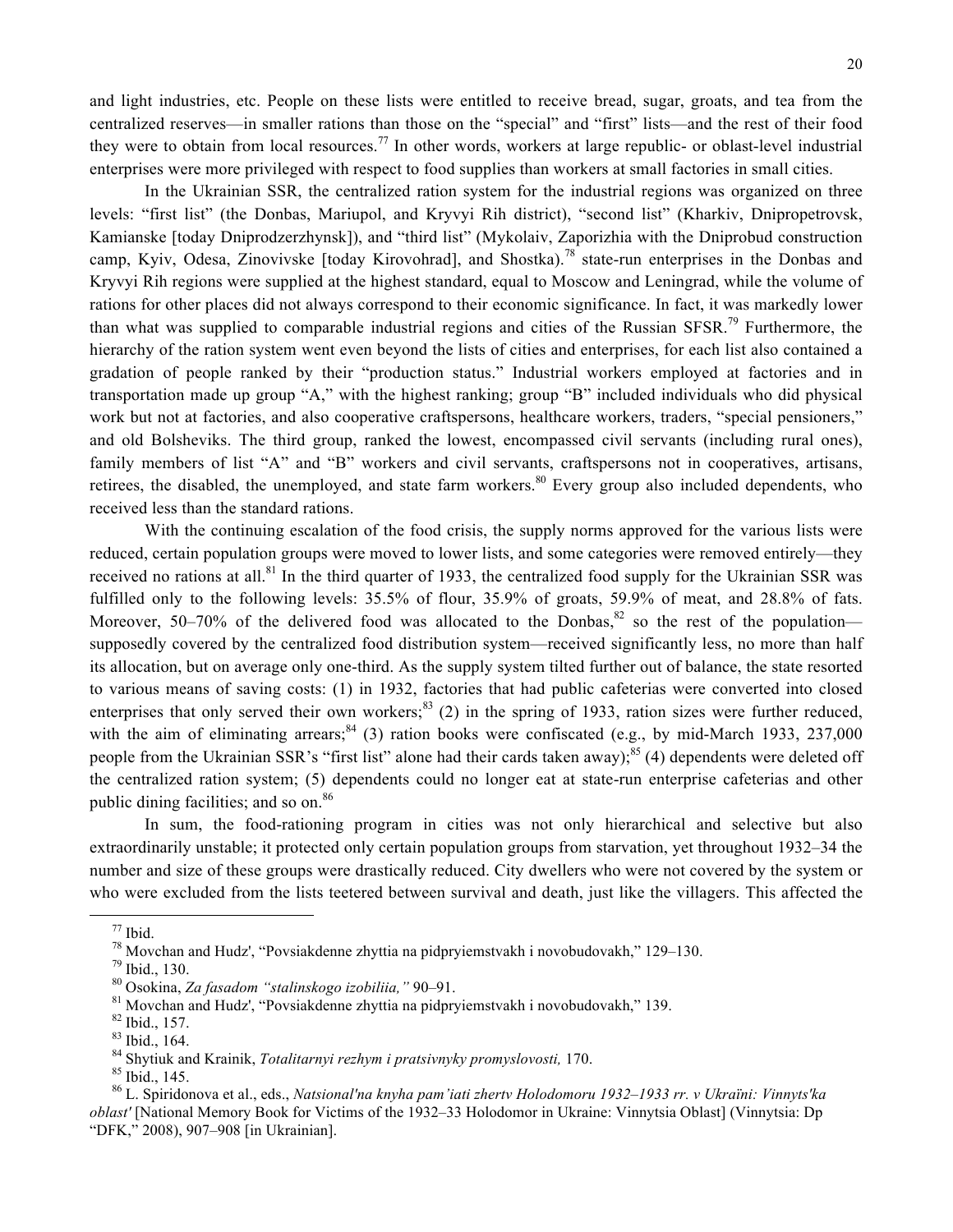and light industries, etc. People on these lists were entitled to receive bread, sugar, groats, and tea from the centralized reserves—in smaller rations than those on the "special" and "first" lists—and the rest of their food they were to obtain from local resources.[77] In other words, workers at large republic- or oblast-level industrial enterprises were more privileged with respect to food supplies than workers at small factories in small cities.

In the Ukrainian SSR, the centralized ration system for the industrial regions was organized on three levels: "first list" (the Donbas, Mariupol, and Kryvyi Rih district), "second list" (Kharkiv, Dnipropetrovsk, Kamianske [today Dniprodzerzhynsk]), and "third list" (Mykolaiv, Zaporizhia with the Dniprobud construction camp, Kyiv, Odesa, Zinovivske [today Kirovohrad], and Shostka).[78] state-run enterprises in the Donbas and Kryvyi Rih regions were supplied at the highest standard, equal to Moscow and Leningrad, while the volume of rations for other places did not always correspond to their economic significance. In fact, it was markedly lower than what was supplied to comparable industrial regions and cities of the Russian SFSR.[79] Furthermore, the hierarchy of the ration system went even beyond the lists of cities and enterprises, for each list also contained a gradation of people ranked by their "production status." Industrial workers employed at factories and in transportation made up group "A," with the highest ranking; group "B" included individuals who did physical work but not at factories, and also cooperative craftspersons, healthcare workers, traders, "special pensioners," and old Bolsheviks. The third group, ranked the lowest, encompassed civil servants (including rural ones), family members of list "A" and "B" workers and civil servants, craftspersons not in cooperatives, artisans, retirees, the disabled, the unemployed, and state farm workers.[80] Every group also included dependents, who received less than the standard rations.

With the continuing escalation of the food crisis, the supply norms approved for the various lists were reduced, certain population groups were moved to lower lists, and some categories were removed entirely—they received no rations at all.[81] In the third quarter of 1933, the centralized food supply for the Ukrainian SSR was fulfilled only to the following levels: 35.5% of flour, 35.9% of groats, 59.9% of meat, and 28.8% of fats. Moreover, 50–70% of the delivered food was allocated to the Donbas,[82] so the rest of the population—supposedly covered by the centralized food distribution system—received significantly less, no more than half its allocation, but on average only one-third. As the supply system tilted further out of balance, the state resorted to various means of saving costs: (1) in 1932, factories that had public cafeterias were converted into closed enterprises that only served their own workers;[83] (2) in the spring of 1933, ration sizes were further reduced, with the aim of eliminating arrears;[84] (3) ration books were confiscated (e.g., by mid-March 1933, 237,000 people from the Ukrainian SSR's "first list" alone had their cards taken away);[85] (4) dependents were deleted off the centralized ration system; (5) dependents could no longer eat at state-run enterprise cafeterias and other public dining facilities; and so on.[86]

In sum, the food-rationing program in cities was not only hierarchical and selective but also extraordinarily unstable; it protected only certain population groups from starvation, yet throughout 1932–34 the number and size of these groups were drastically reduced. City dwellers who were not covered by the system or who were excluded from the lists teetered between survival and death, just like the villagers. This affected the

---

[77] Ibid.

[78] Movchan and Hudz', "Povsiakdenne zhyttia na pidpryiemstvakh i novobudovakh," 129–130.

[79] Ibid., 130.

[80] Osokina, *Za fasadom "stalinskogo izobiliia,"* 90–91.

[81] Movchan and Hudz', "Povsiakdenne zhyttia na pidpryiemstvakh i novobudovakh," 139.

[82] Ibid., 157.

[83] Ibid., 164.

[84] Shytiuk and Krainik, *Totalitarnyi rezhym i pratsivnyky promyslovosti,* 170.

[85] Ibid., 145.

[86] L. Spiridonova et al., eds., *Natsional'na knyha pam'iati zhertv Holodomoru 1932–1933 rr. v Ukraïni: Vinnyts'ka oblast'* [National Memory Book for Victims of the 1932–33 Holodomor in Ukraine: Vinnytsia Oblast] (Vinnytsia: Dp "DFK," 2008), 907–908 [in Ukrainian].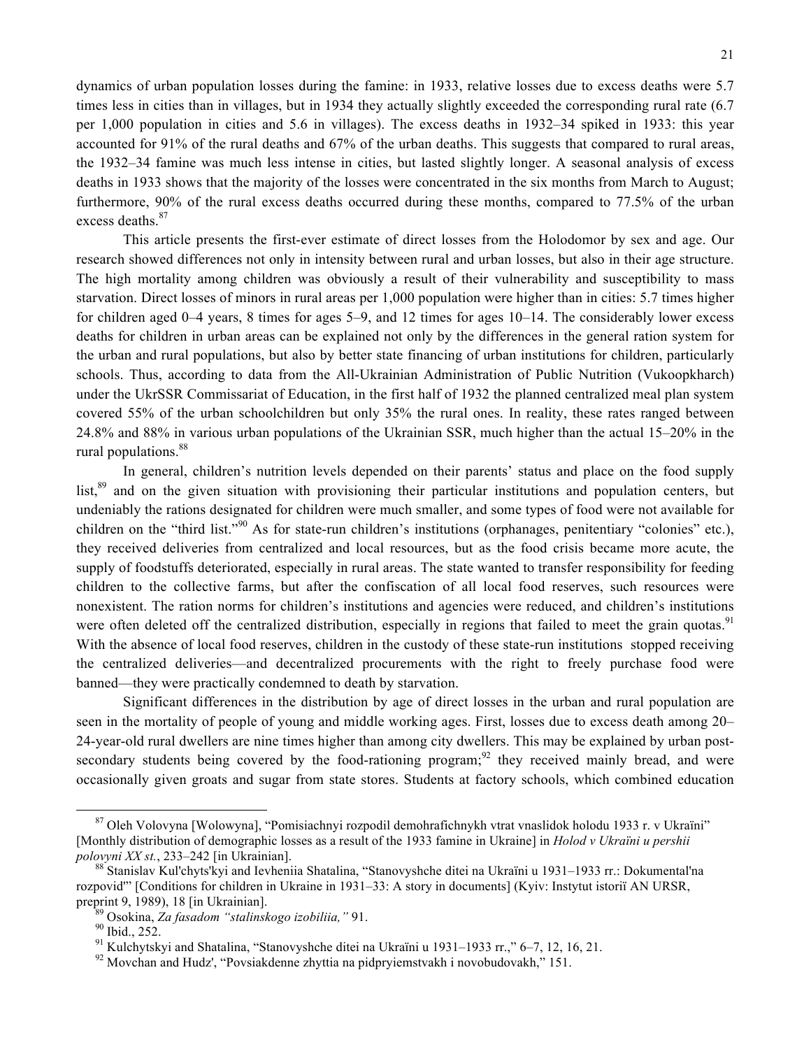dynamics of urban population losses during the famine: in 1933, relative losses due to excess deaths were 5.7 times less in cities than in villages, but in 1934 they actually slightly exceeded the corresponding rural rate (6.7 per 1,000 population in cities and 5.6 in villages). The excess deaths in 1932–34 spiked in 1933: this year accounted for 91% of the rural deaths and 67% of the urban deaths. This suggests that compared to rural areas, the 1932–34 famine was much less intense in cities, but lasted slightly longer. A seasonal analysis of excess deaths in 1933 shows that the majority of the losses were concentrated in the six months from March to August; furthermore, 90% of the rural excess deaths occurred during these months, compared to 77.5% of the urban excess deaths.[87]

This article presents the first-ever estimate of direct losses from the Holodomor by sex and age. Our research showed differences not only in intensity between rural and urban losses, but also in their age structure. The high mortality among children was obviously a result of their vulnerability and susceptibility to mass starvation. Direct losses of minors in rural areas per 1,000 population were higher than in cities: 5.7 times higher for children aged 0–4 years, 8 times for ages 5–9, and 12 times for ages 10–14. The considerably lower excess deaths for children in urban areas can be explained not only by the differences in the general ration system for the urban and rural populations, but also by better state financing of urban institutions for children, particularly schools. Thus, according to data from the All-Ukrainian Administration of Public Nutrition (Vukoopkharch) under the UkrSSR Commissariat of Education, in the first half of 1932 the planned centralized meal plan system covered 55% of the urban schoolchildren but only 35% the rural ones. In reality, these rates ranged between 24.8% and 88% in various urban populations of the Ukrainian SSR, much higher than the actual 15–20% in the rural populations.[88]

In general, children's nutrition levels depended on their parents' status and place on the food supply list,[89] and on the given situation with provisioning their particular institutions and population centers, but undeniably the rations designated for children were much smaller, and some types of food were not available for children on the "third list."[90] As for state-run children's institutions (orphanages, penitentiary "colonies" etc.), they received deliveries from centralized and local resources, but as the food crisis became more acute, the supply of foodstuffs deteriorated, especially in rural areas. The state wanted to transfer responsibility for feeding children to the collective farms, but after the confiscation of all local food reserves, such resources were nonexistent. The ration norms for children's institutions and agencies were reduced, and children's institutions were often deleted off the centralized distribution, especially in regions that failed to meet the grain quotas.[91] With the absence of local food reserves, children in the custody of these state-run institutions stopped receiving the centralized deliveries—and decentralized procurements with the right to freely purchase food were banned—they were practically condemned to death by starvation.

Significant differences in the distribution by age of direct losses in the urban and rural population are seen in the mortality of people of young and middle working ages. First, losses due to excess death among 20–24-year-old rural dwellers are nine times higher than among city dwellers. This may be explained by urban post-secondary students being covered by the food-rationing program;[92] they received mainly bread, and were occasionally given groats and sugar from state stores. Students at factory schools, which combined education

---

[87] Oleh Volovyna [Wolowyna], "Pomisiachnyi rozpodil demohrafichnykh vtrat vnaslidok holodu 1933 r. v Ukraïni" [Monthly distribution of demographic losses as a result of the 1933 famine in Ukraine] in *Holod v Ukraïni u pershii polovyni XX st.*, 233–242 [in Ukrainian].

[88] Stanislav Kul'chyts'kyi and Ievheniia Shatalina, "Stanovyshche ditei na Ukraïni u 1931–1933 rr.: Dokumental'na rozpovid'" [Conditions for children in Ukraine in 1931–33: A story in documents] (Kyiv: Instytut istoriï AN URSR, preprint 9, 1989), 18 [in Ukrainian].

[89] Osokina, *Za fasadom "stalinskogo izobiliia,"* 91.

[90] Ibid., 252.

[91] Kulchytskyi and Shatalina, "Stanovyshche ditei na Ukraïni u 1931–1933 rr.," 6–7, 12, 16, 21.

[92] Movchan and Hudz', "Povsiakdenne zhyttia na pidpryiemstvakh i novobudovakh," 151.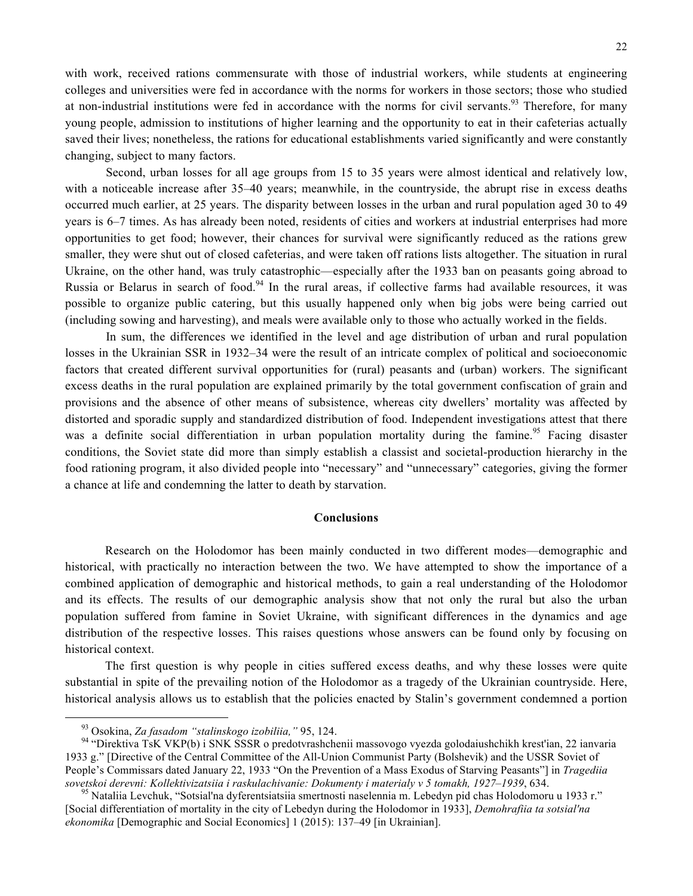with work, received rations commensurate with those of industrial workers, while students at engineering colleges and universities were fed in accordance with the norms for workers in those sectors; those who studied at non-industrial institutions were fed in accordance with the norms for civil servants.[93] Therefore, for many young people, admission to institutions of higher learning and the opportunity to eat in their cafeterias actually saved their lives; nonetheless, the rations for educational establishments varied significantly and were constantly changing, subject to many factors.

Second, urban losses for all age groups from 15 to 35 years were almost identical and relatively low, with a noticeable increase after 35–40 years; meanwhile, in the countryside, the abrupt rise in excess deaths occurred much earlier, at 25 years. The disparity between losses in the urban and rural population aged 30 to 49 years is 6–7 times. As has already been noted, residents of cities and workers at industrial enterprises had more opportunities to get food; however, their chances for survival were significantly reduced as the rations grew smaller, they were shut out of closed cafeterias, and were taken off rations lists altogether. The situation in rural Ukraine, on the other hand, was truly catastrophic—especially after the 1933 ban on peasants going abroad to Russia or Belarus in search of food.[94] In the rural areas, if collective farms had available resources, it was possible to organize public catering, but this usually happened only when big jobs were being carried out (including sowing and harvesting), and meals were available only to those who actually worked in the fields.

In sum, the differences we identified in the level and age distribution of urban and rural population losses in the Ukrainian SSR in 1932–34 were the result of an intricate complex of political and socioeconomic factors that created different survival opportunities for (rural) peasants and (urban) workers. The significant excess deaths in the rural population are explained primarily by the total government confiscation of grain and provisions and the absence of other means of subsistence, whereas city dwellers' mortality was affected by distorted and sporadic supply and standardized distribution of food. Independent investigations attest that there was a definite social differentiation in urban population mortality during the famine.[95] Facing disaster conditions, the Soviet state did more than simply establish a classist and societal-production hierarchy in the food rationing program, it also divided people into "necessary" and "unnecessary" categories, giving the former a chance at life and condemning the latter to death by starvation.

## Conclusions

Research on the Holodomor has been mainly conducted in two different modes—demographic and historical, with practically no interaction between the two. We have attempted to show the importance of a combined application of demographic and historical methods, to gain a real understanding of the Holodomor and its effects. The results of our demographic analysis show that not only the rural but also the urban population suffered from famine in Soviet Ukraine, with significant differences in the dynamics and age distribution of the respective losses. This raises questions whose answers can be found only by focusing on historical context.

The first question is why people in cities suffered excess deaths, and why these losses were quite substantial in spite of the prevailing notion of the Holodomor as a tragedy of the Ukrainian countryside. Here, historical analysis allows us to establish that the policies enacted by Stalin's government condemned a portion

---

[93] Osokina, *Za fasadom "stalinskogo izobiliia,"* 95, 124.

[94] "Direktiva TsK VKP(b) i SNK SSSR o predotvrashchenii massovogo vyezda golodaiushchikh krest'ian, 22 ianvaria 1933 g." [Directive of the Central Committee of the All-Union Communist Party (Bolshevik) and the USSR Soviet of People's Commissars dated January 22, 1933 "On the Prevention of a Mass Exodus of Starving Peasants"] in *Tragediia sovetskoi derevni: Kollektivizatsiia i raskulachivanie: Dokumenty i materialy v 5 tomakh, 1927–1939*, 634.

[95] Nataliia Levchuk, "Sotsial'na dyferentsiatsiia smertnosti naselennia m. Lebedyn pid chas Holodomoru u 1933 r." [Social differentiation of mortality in the city of Lebedyn during the Holodomor in 1933], *Demohrafiia ta sotsial'na ekonomika* [Demographic and Social Economics] 1 (2015): 137–49 [in Ukrainian].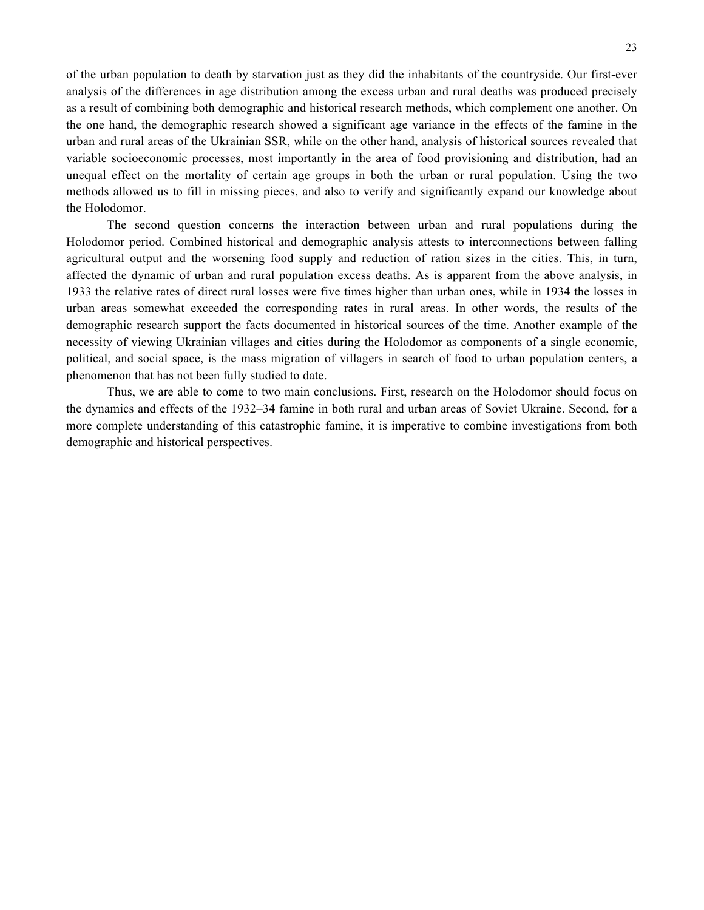of the urban population to death by starvation just as they did the inhabitants of the countryside. Our first-ever analysis of the differences in age distribution among the excess urban and rural deaths was produced precisely as a result of combining both demographic and historical research methods, which complement one another. On the one hand, the demographic research showed a significant age variance in the effects of the famine in the urban and rural areas of the Ukrainian SSR, while on the other hand, analysis of historical sources revealed that variable socioeconomic processes, most importantly in the area of food provisioning and distribution, had an unequal effect on the mortality of certain age groups in both the urban or rural population. Using the two methods allowed us to fill in missing pieces, and also to verify and significantly expand our knowledge about the Holodomor.

The second question concerns the interaction between urban and rural populations during the Holodomor period. Combined historical and demographic analysis attests to interconnections between falling agricultural output and the worsening food supply and reduction of ration sizes in the cities. This, in turn, affected the dynamic of urban and rural population excess deaths. As is apparent from the above analysis, in 1933 the relative rates of direct rural losses were five times higher than urban ones, while in 1934 the losses in urban areas somewhat exceeded the corresponding rates in rural areas. In other words, the results of the demographic research support the facts documented in historical sources of the time. Another example of the necessity of viewing Ukrainian villages and cities during the Holodomor as components of a single economic, political, and social space, is the mass migration of villagers in search of food to urban population centers, a phenomenon that has not been fully studied to date.

Thus, we are able to come to two main conclusions. First, research on the Holodomor should focus on the dynamics and effects of the 1932–34 famine in both rural and urban areas of Soviet Ukraine. Second, for a more complete understanding of this catastrophic famine, it is imperative to combine investigations from both demographic and historical perspectives.